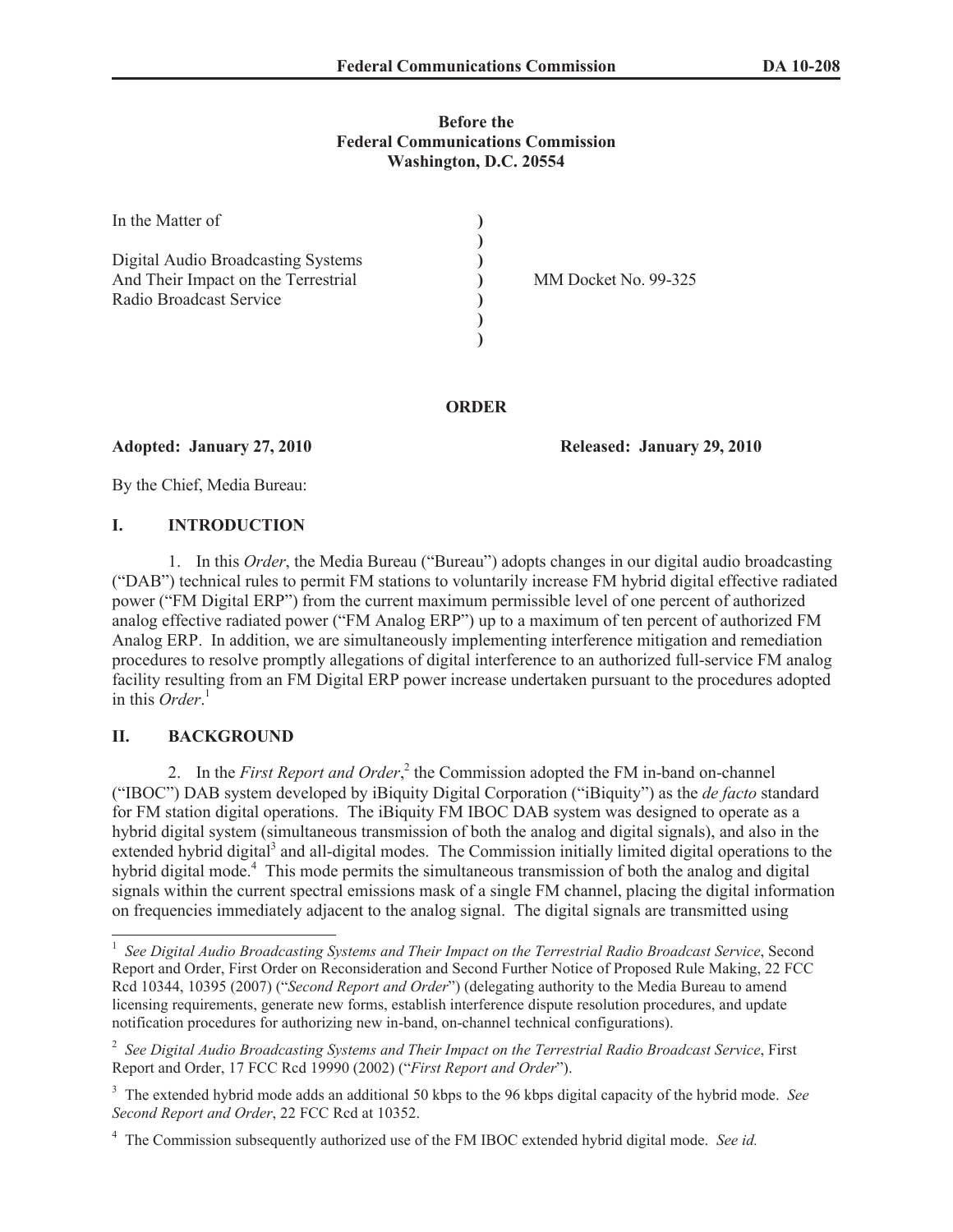**Before the**
**Federal Communications Commission**
**Washington, D.C. 20554**

| | | |
|---|---|---|
| In the Matter of<br><br>Digital Audio Broadcasting Systems<br>And Their Impact on the Terrestrial<br>Radio Broadcast Service | )<br>)<br>)<br>)<br>)<br>)<br>) | MM Docket No. 99-325 |

**ORDER**

**Adopted: January 27, 2010** **Released: January 29, 2010**

By the Chief, Media Bureau:

## I. INTRODUCTION

1. In this *Order*, the Media Bureau ("Bureau") adopts changes in our digital audio broadcasting ("DAB") technical rules to permit FM stations to voluntarily increase FM hybrid digital effective radiated power ("FM Digital ERP") from the current maximum permissible level of one percent of authorized analog effective radiated power ("FM Analog ERP") up to a maximum of ten percent of authorized FM Analog ERP. In addition, we are simultaneously implementing interference mitigation and remediation procedures to resolve promptly allegations of digital interference to an authorized full-service FM analog facility resulting from an FM Digital ERP power increase undertaken pursuant to the procedures adopted in this *Order*.[1]

## II. BACKGROUND

2. In the *First Report and Order*,[2] the Commission adopted the FM in-band on-channel ("IBOC") DAB system developed by iBiquity Digital Corporation ("iBiquity") as the *de facto* standard for FM station digital operations. The iBiquity FM IBOC DAB system was designed to operate as a hybrid digital system (simultaneous transmission of both the analog and digital signals), and also in the extended hybrid digital[3] and all-digital modes. The Commission initially limited digital operations to the hybrid digital mode.[4] This mode permits the simultaneous transmission of both the analog and digital signals within the current spectral emissions mask of a single FM channel, placing the digital information on frequencies immediately adjacent to the analog signal. The digital signals are transmitted using

---

[1] *See Digital Audio Broadcasting Systems and Their Impact on the Terrestrial Radio Broadcast Service*, Second Report and Order, First Order on Reconsideration and Second Further Notice of Proposed Rule Making, 22 FCC Rcd 10344, 10395 (2007) ("*Second Report and Order*") (delegating authority to the Media Bureau to amend licensing requirements, generate new forms, establish interference dispute resolution procedures, and update notification procedures for authorizing new in-band, on-channel technical configurations).

[2] *See Digital Audio Broadcasting Systems and Their Impact on the Terrestrial Radio Broadcast Service*, First Report and Order, 17 FCC Rcd 19990 (2002) ("*First Report and Order*").

[3] The extended hybrid mode adds an additional 50 kbps to the 96 kbps digital capacity of the hybrid mode. *See Second Report and Order*, 22 FCC Rcd at 10352.

[4] The Commission subsequently authorized use of the FM IBOC extended hybrid digital mode. *See id.*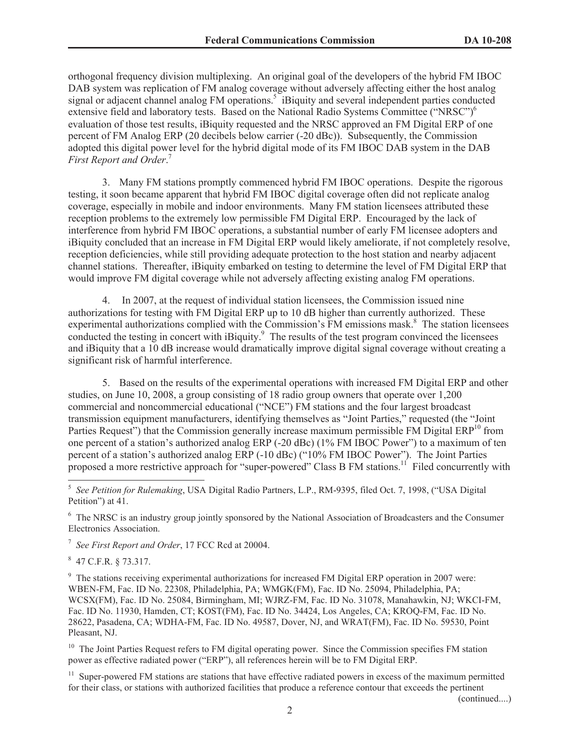orthogonal frequency division multiplexing. An original goal of the developers of the hybrid FM IBOC DAB system was replication of FM analog coverage without adversely affecting either the host analog signal or adjacent channel analog FM operations.[5] iBiquity and several independent parties conducted extensive field and laboratory tests. Based on the National Radio Systems Committee ("NRSC")[6] evaluation of those test results, iBiquity requested and the NRSC approved an FM Digital ERP of one percent of FM Analog ERP (20 decibels below carrier (-20 dBc)). Subsequently, the Commission adopted this digital power level for the hybrid digital mode of its FM IBOC DAB system in the DAB *First Report and Order*.[7]

3. Many FM stations promptly commenced hybrid FM IBOC operations. Despite the rigorous testing, it soon became apparent that hybrid FM IBOC digital coverage often did not replicate analog coverage, especially in mobile and indoor environments. Many FM station licensees attributed these reception problems to the extremely low permissible FM Digital ERP. Encouraged by the lack of interference from hybrid FM IBOC operations, a substantial number of early FM licensee adopters and iBiquity concluded that an increase in FM Digital ERP would likely ameliorate, if not completely resolve, reception deficiencies, while still providing adequate protection to the host station and nearby adjacent channel stations. Thereafter, iBiquity embarked on testing to determine the level of FM Digital ERP that would improve FM digital coverage while not adversely affecting existing analog FM operations.

4. In 2007, at the request of individual station licensees, the Commission issued nine authorizations for testing with FM Digital ERP up to 10 dB higher than currently authorized. These experimental authorizations complied with the Commission's FM emissions mask.[8] The station licensees conducted the testing in concert with iBiquity.[9] The results of the test program convinced the licensees and iBiquity that a 10 dB increase would dramatically improve digital signal coverage without creating a significant risk of harmful interference.

5. Based on the results of the experimental operations with increased FM Digital ERP and other studies, on June 10, 2008, a group consisting of 18 radio group owners that operate over 1,200 commercial and noncommercial educational ("NCE") FM stations and the four largest broadcast transmission equipment manufacturers, identifying themselves as "Joint Parties," requested (the "Joint Parties Request") that the Commission generally increase maximum permissible FM Digital ERP[10] from one percent of a station's authorized analog ERP (-20 dBc) (1% FM IBOC Power") to a maximum of ten percent of a station's authorized analog ERP (-10 dBc) ("10% FM IBOC Power"). The Joint Parties proposed a more restrictive approach for "super-powered" Class B FM stations.[11] Filed concurrently with

---

[5] *See Petition for Rulemaking*, USA Digital Radio Partners, L.P., RM-9395, filed Oct. 7, 1998, ("USA Digital Petition") at 41.

[6] The NRSC is an industry group jointly sponsored by the National Association of Broadcasters and the Consumer Electronics Association.

[7] *See First Report and Order*, 17 FCC Rcd at 20004.

[8] 47 C.F.R. § 73.317.

[9] The stations receiving experimental authorizations for increased FM Digital ERP operation in 2007 were: WBEN-FM, Fac. ID No. 22308, Philadelphia, PA; WMGK(FM), Fac. ID No. 25094, Philadelphia, PA; WCSX(FM), Fac. ID No. 25084, Birmingham, MI; WJRZ-FM, Fac. ID No. 31078, Manahawkin, NJ; WKCI-FM, Fac. ID No. 11930, Hamden, CT; KOST(FM), Fac. ID No. 34424, Los Angeles, CA; KROQ-FM, Fac. ID No. 28622, Pasadena, CA; WDHA-FM, Fac. ID No. 49587, Dover, NJ, and WRAT(FM), Fac. ID No. 59530, Point Pleasant, NJ.

[10] The Joint Parties Request refers to FM digital operating power. Since the Commission specifies FM station power as effective radiated power ("ERP"), all references herein will be to FM Digital ERP.

[11] Super-powered FM stations are stations that have effective radiated powers in excess of the maximum permitted for their class, or stations with authorized facilities that produce a reference contour that exceeds the pertinent

(continued....)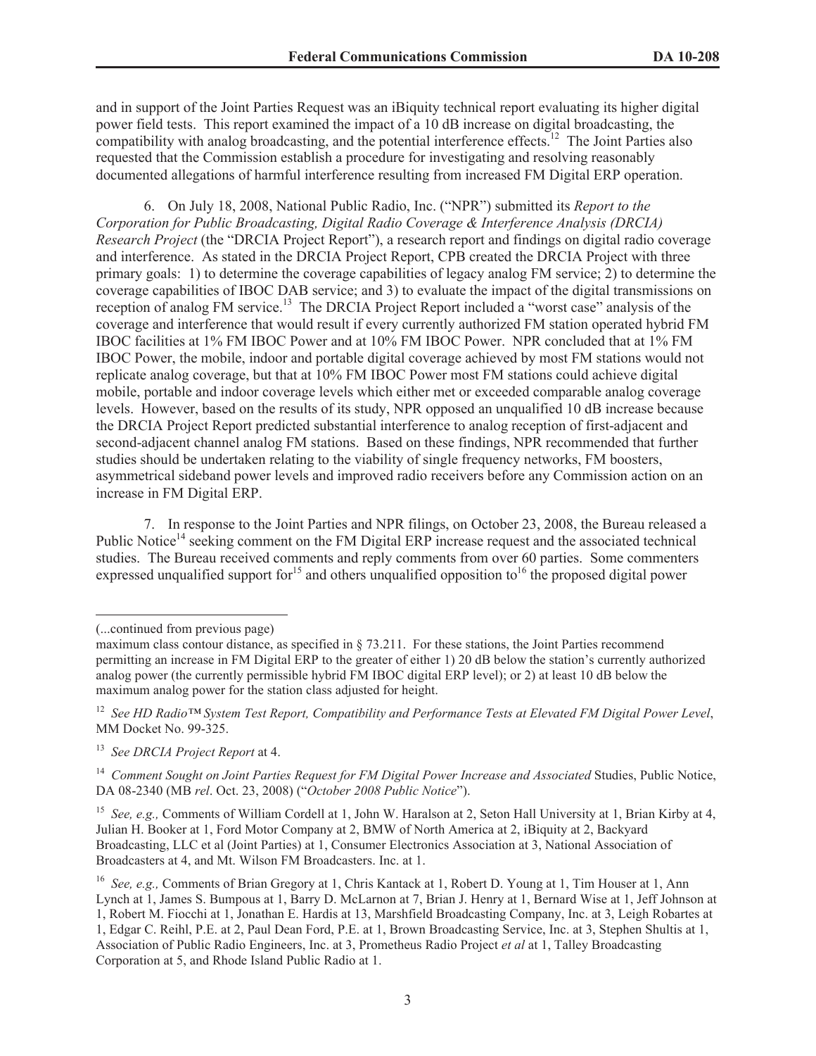and in support of the Joint Parties Request was an iBiquity technical report evaluating its higher digital power field tests. This report examined the impact of a 10 dB increase on digital broadcasting, the compatibility with analog broadcasting, and the potential interference effects.[12] The Joint Parties also requested that the Commission establish a procedure for investigating and resolving reasonably documented allegations of harmful interference resulting from increased FM Digital ERP operation.

6. On July 18, 2008, National Public Radio, Inc. ("NPR") submitted its *Report to the Corporation for Public Broadcasting, Digital Radio Coverage & Interference Analysis (DRCIA) Research Project* (the "DRCIA Project Report"), a research report and findings on digital radio coverage and interference. As stated in the DRCIA Project Report, CPB created the DRCIA Project with three primary goals: 1) to determine the coverage capabilities of legacy analog FM service; 2) to determine the coverage capabilities of IBOC DAB service; and 3) to evaluate the impact of the digital transmissions on reception of analog FM service.[13] The DRCIA Project Report included a "worst case" analysis of the coverage and interference that would result if every currently authorized FM station operated hybrid FM IBOC facilities at 1% FM IBOC Power and at 10% FM IBOC Power. NPR concluded that at 1% FM IBOC Power, the mobile, indoor and portable digital coverage achieved by most FM stations would not replicate analog coverage, but that at 10% FM IBOC Power most FM stations could achieve digital mobile, portable and indoor coverage levels which either met or exceeded comparable analog coverage levels. However, based on the results of its study, NPR opposed an unqualified 10 dB increase because the DRCIA Project Report predicted substantial interference to analog reception of first-adjacent and second-adjacent channel analog FM stations. Based on these findings, NPR recommended that further studies should be undertaken relating to the viability of single frequency networks, FM boosters, asymmetrical sideband power levels and improved radio receivers before any Commission action on an increase in FM Digital ERP.

7. In response to the Joint Parties and NPR filings, on October 23, 2008, the Bureau released a Public Notice[14] seeking comment on the FM Digital ERP increase request and the associated technical studies. The Bureau received comments and reply comments from over 60 parties. Some commenters expressed unqualified support for[15] and others unqualified opposition to[16] the proposed digital power

---

(...continued from previous page)

maximum class contour distance, as specified in § 73.211. For these stations, the Joint Parties recommend permitting an increase in FM Digital ERP to the greater of either 1) 20 dB below the station's currently authorized analog power (the currently permissible hybrid FM IBOC digital ERP level); or 2) at least 10 dB below the maximum analog power for the station class adjusted for height.

[12] *See HD Radio™ System Test Report, Compatibility and Performance Tests at Elevated FM Digital Power Level*, MM Docket No. 99-325.

[13] *See DRCIA Project Report* at 4.

[14] *Comment Sought on Joint Parties Request for FM Digital Power Increase and Associated* Studies, Public Notice, DA 08-2340 (MB *rel*. Oct. 23, 2008) ("*October 2008 Public Notice*").

[15] *See, e.g.,* Comments of William Cordell at 1, John W. Haralson at 2, Seton Hall University at 1, Brian Kirby at 4, Julian H. Booker at 1, Ford Motor Company at 2, BMW of North America at 2, iBiquity at 2, Backyard Broadcasting, LLC et al (Joint Parties) at 1, Consumer Electronics Association at 3, National Association of Broadcasters at 4, and Mt. Wilson FM Broadcasters. Inc. at 1.

[16] *See, e.g.,* Comments of Brian Gregory at 1, Chris Kantack at 1, Robert D. Young at 1, Tim Houser at 1, Ann Lynch at 1, James S. Bumpous at 1, Barry D. McLarnon at 7, Brian J. Henry at 1, Bernard Wise at 1, Jeff Johnson at 1, Robert M. Fiocchi at 1, Jonathan E. Hardis at 13, Marshfield Broadcasting Company, Inc. at 3, Leigh Robartes at 1, Edgar C. Reihl, P.E. at 2, Paul Dean Ford, P.E. at 1, Brown Broadcasting Service, Inc. at 3, Stephen Shultis at 1, Association of Public Radio Engineers, Inc. at 3, Prometheus Radio Project *et al* at 1, Talley Broadcasting Corporation at 5, and Rhode Island Public Radio at 1.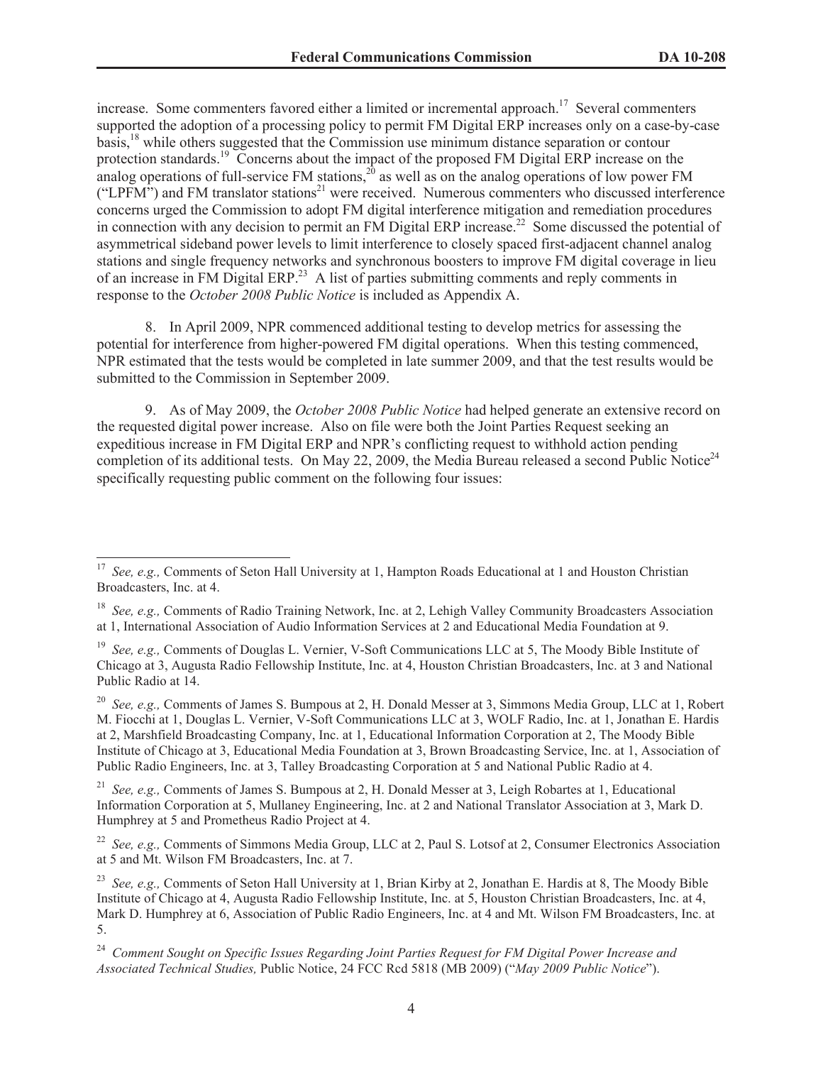increase. Some commenters favored either a limited or incremental approach.[17] Several commenters supported the adoption of a processing policy to permit FM Digital ERP increases only on a case-by-case basis,[18] while others suggested that the Commission use minimum distance separation or contour protection standards.[19] Concerns about the impact of the proposed FM Digital ERP increase on the analog operations of full-service FM stations,[20] as well as on the analog operations of low power FM ("LPFM") and FM translator stations[21] were received. Numerous commenters who discussed interference concerns urged the Commission to adopt FM digital interference mitigation and remediation procedures in connection with any decision to permit an FM Digital ERP increase.[22] Some discussed the potential of asymmetrical sideband power levels to limit interference to closely spaced first-adjacent channel analog stations and single frequency networks and synchronous boosters to improve FM digital coverage in lieu of an increase in FM Digital ERP.[23] A list of parties submitting comments and reply comments in response to the *October 2008 Public Notice* is included as Appendix A.

8. In April 2009, NPR commenced additional testing to develop metrics for assessing the potential for interference from higher-powered FM digital operations. When this testing commenced, NPR estimated that the tests would be completed in late summer 2009, and that the test results would be submitted to the Commission in September 2009.

9. As of May 2009, the *October 2008 Public Notice* had helped generate an extensive record on the requested digital power increase. Also on file were both the Joint Parties Request seeking an expeditious increase in FM Digital ERP and NPR's conflicting request to withhold action pending completion of its additional tests. On May 22, 2009, the Media Bureau released a second Public Notice[24] specifically requesting public comment on the following four issues:

---

[17] *See, e.g.,* Comments of Seton Hall University at 1, Hampton Roads Educational at 1 and Houston Christian Broadcasters, Inc. at 4.

[18] *See, e.g.,* Comments of Radio Training Network, Inc. at 2, Lehigh Valley Community Broadcasters Association at 1, International Association of Audio Information Services at 2 and Educational Media Foundation at 9.

[19] *See, e.g.,* Comments of Douglas L. Vernier, V-Soft Communications LLC at 5, The Moody Bible Institute of Chicago at 3, Augusta Radio Fellowship Institute, Inc. at 4, Houston Christian Broadcasters, Inc. at 3 and National Public Radio at 14.

[20] *See, e.g.,* Comments of James S. Bumpous at 2, H. Donald Messer at 3, Simmons Media Group, LLC at 1, Robert M. Fiocchi at 1, Douglas L. Vernier, V-Soft Communications LLC at 3, WOLF Radio, Inc. at 1, Jonathan E. Hardis at 2, Marshfield Broadcasting Company, Inc. at 1, Educational Information Corporation at 2, The Moody Bible Institute of Chicago at 3, Educational Media Foundation at 3, Brown Broadcasting Service, Inc. at 1, Association of Public Radio Engineers, Inc. at 3, Talley Broadcasting Corporation at 5 and National Public Radio at 4.

[21] *See, e.g.,* Comments of James S. Bumpous at 2, H. Donald Messer at 3, Leigh Robartes at 1, Educational Information Corporation at 5, Mullaney Engineering, Inc. at 2 and National Translator Association at 3, Mark D. Humphrey at 5 and Prometheus Radio Project at 4.

[22] *See, e.g.,* Comments of Simmons Media Group, LLC at 2, Paul S. Lotsof at 2, Consumer Electronics Association at 5 and Mt. Wilson FM Broadcasters, Inc. at 7.

[23] *See, e.g.,* Comments of Seton Hall University at 1, Brian Kirby at 2, Jonathan E. Hardis at 8, The Moody Bible Institute of Chicago at 4, Augusta Radio Fellowship Institute, Inc. at 5, Houston Christian Broadcasters, Inc. at 4, Mark D. Humphrey at 6, Association of Public Radio Engineers, Inc. at 4 and Mt. Wilson FM Broadcasters, Inc. at 5.

[24] *Comment Sought on Specific Issues Regarding Joint Parties Request for FM Digital Power Increase and Associated Technical Studies,* Public Notice, 24 FCC Rcd 5818 (MB 2009) ("*May 2009 Public Notice*").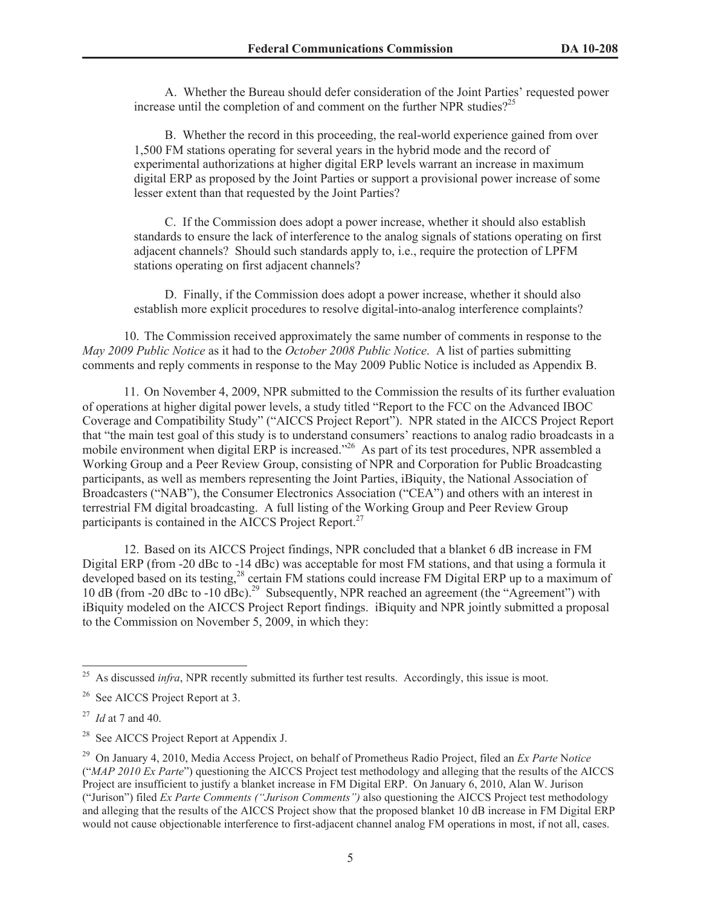A. Whether the Bureau should defer consideration of the Joint Parties' requested power increase until the completion of and comment on the further NPR studies?[25]

B. Whether the record in this proceeding, the real-world experience gained from over 1,500 FM stations operating for several years in the hybrid mode and the record of experimental authorizations at higher digital ERP levels warrant an increase in maximum digital ERP as proposed by the Joint Parties or support a provisional power increase of some lesser extent than that requested by the Joint Parties?

C. If the Commission does adopt a power increase, whether it should also establish standards to ensure the lack of interference to the analog signals of stations operating on first adjacent channels? Should such standards apply to, i.e., require the protection of LPFM stations operating on first adjacent channels?

D. Finally, if the Commission does adopt a power increase, whether it should also establish more explicit procedures to resolve digital-into-analog interference complaints?

10. The Commission received approximately the same number of comments in response to the *May 2009 Public Notice* as it had to the *October 2008 Public Notice*. A list of parties submitting comments and reply comments in response to the May 2009 Public Notice is included as Appendix B.

11. On November 4, 2009, NPR submitted to the Commission the results of its further evaluation of operations at higher digital power levels, a study titled "Report to the FCC on the Advanced IBOC Coverage and Compatibility Study" ("AICCS Project Report"). NPR stated in the AICCS Project Report that "the main test goal of this study is to understand consumers' reactions to analog radio broadcasts in a mobile environment when digital ERP is increased."[26] As part of its test procedures, NPR assembled a Working Group and a Peer Review Group, consisting of NPR and Corporation for Public Broadcasting participants, as well as members representing the Joint Parties, iBiquity, the National Association of Broadcasters ("NAB"), the Consumer Electronics Association ("CEA") and others with an interest in terrestrial FM digital broadcasting. A full listing of the Working Group and Peer Review Group participants is contained in the AICCS Project Report.[27]

12. Based on its AICCS Project findings, NPR concluded that a blanket 6 dB increase in FM Digital ERP (from -20 dBc to -14 dBc) was acceptable for most FM stations, and that using a formula it developed based on its testing,[28] certain FM stations could increase FM Digital ERP up to a maximum of 10 dB (from -20 dBc to -10 dBc).[29] Subsequently, NPR reached an agreement (the "Agreement") with iBiquity modeled on the AICCS Project Report findings. iBiquity and NPR jointly submitted a proposal to the Commission on November 5, 2009, in which they:

---

[25] As discussed *infra*, NPR recently submitted its further test results. Accordingly, this issue is moot.

[26] See AICCS Project Report at 3.

[27] *Id* at 7 and 40.

[28] See AICCS Project Report at Appendix J.

[29] On January 4, 2010, Media Access Project, on behalf of Prometheus Radio Project, filed an *Ex Parte* N*otice* ("*MAP 2010 Ex Parte*") questioning the AICCS Project test methodology and alleging that the results of the AICCS Project are insufficient to justify a blanket increase in FM Digital ERP. On January 6, 2010, Alan W. Jurison ("Jurison") filed *Ex Parte Comments ("Jurison Comments")* also questioning the AICCS Project test methodology and alleging that the results of the AICCS Project show that the proposed blanket 10 dB increase in FM Digital ERP would not cause objectionable interference to first-adjacent channel analog FM operations in most, if not all, cases.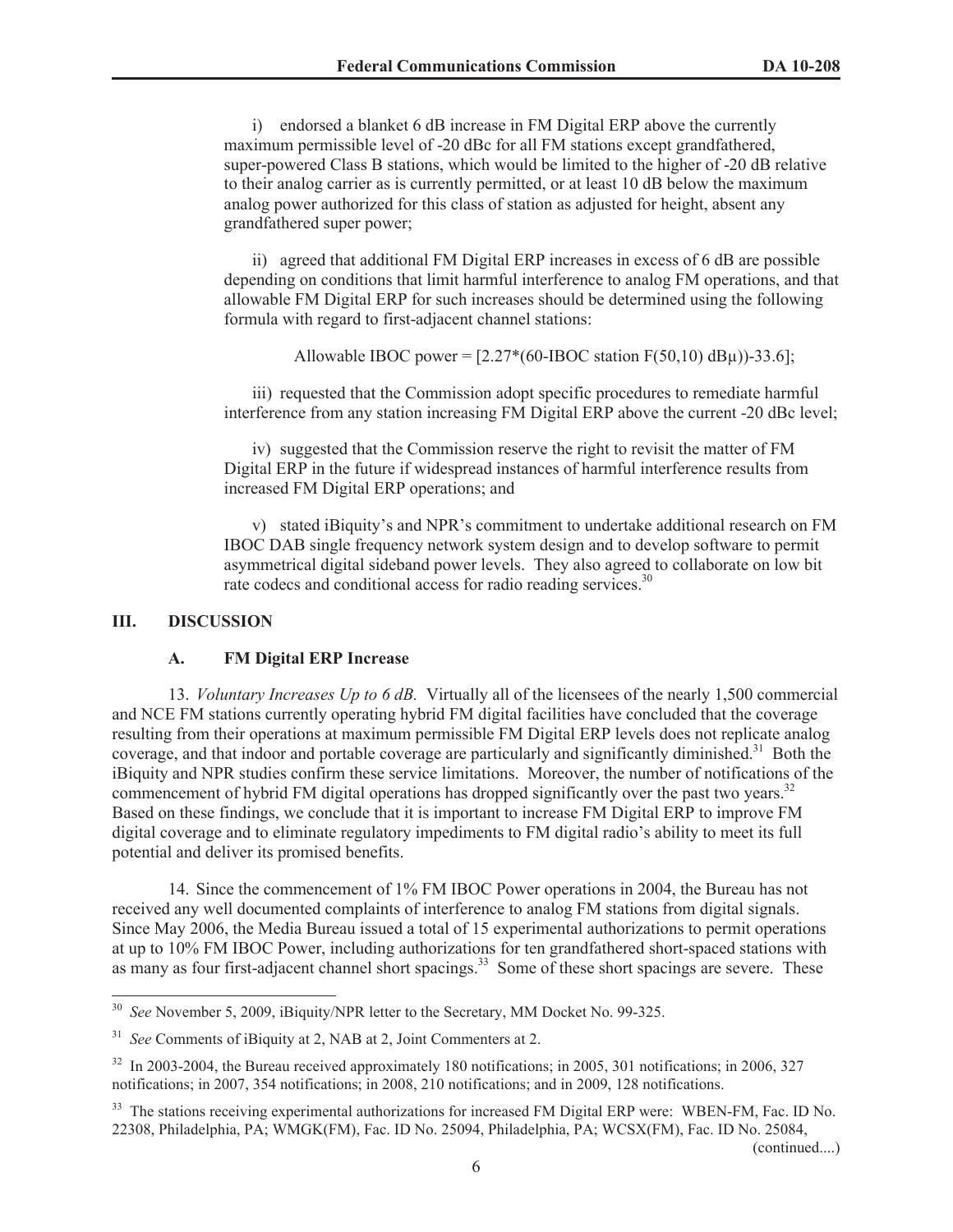i) endorsed a blanket 6 dB increase in FM Digital ERP above the currently maximum permissible level of -20 dBc for all FM stations except grandfathered, super-powered Class B stations, which would be limited to the higher of -20 dB relative to their analog carrier as is currently permitted, or at least 10 dB below the maximum analog power authorized for this class of station as adjusted for height, absent any grandfathered super power;

ii) agreed that additional FM Digital ERP increases in excess of 6 dB are possible depending on conditions that limit harmful interference to analog FM operations, and that allowable FM Digital ERP for such increases should be determined using the following formula with regard to first-adjacent channel stations:

$$\text{Allowable IBOC power} = [2.27*(60\text{-IBOC station } F(50,10)\ dB\mu))-33.6];$$

iii) requested that the Commission adopt specific procedures to remediate harmful interference from any station increasing FM Digital ERP above the current -20 dBc level;

iv) suggested that the Commission reserve the right to revisit the matter of FM Digital ERP in the future if widespread instances of harmful interference results from increased FM Digital ERP operations; and

v) stated iBiquity's and NPR's commitment to undertake additional research on FM IBOC DAB single frequency network system design and to develop software to permit asymmetrical digital sideband power levels. They also agreed to collaborate on low bit rate codecs and conditional access for radio reading services.[30]

## III. DISCUSSION

### A. FM Digital ERP Increase

13. *Voluntary Increases Up to 6 dB*. Virtually all of the licensees of the nearly 1,500 commercial and NCE FM stations currently operating hybrid FM digital facilities have concluded that the coverage resulting from their operations at maximum permissible FM Digital ERP levels does not replicate analog coverage, and that indoor and portable coverage are particularly and significantly diminished.[31] Both the iBiquity and NPR studies confirm these service limitations. Moreover, the number of notifications of the commencement of hybrid FM digital operations has dropped significantly over the past two years.[32] Based on these findings, we conclude that it is important to increase FM Digital ERP to improve FM digital coverage and to eliminate regulatory impediments to FM digital radio's ability to meet its full potential and deliver its promised benefits.

14. Since the commencement of 1% FM IBOC Power operations in 2004, the Bureau has not received any well documented complaints of interference to analog FM stations from digital signals. Since May 2006, the Media Bureau issued a total of 15 experimental authorizations to permit operations at up to 10% FM IBOC Power, including authorizations for ten grandfathered short-spaced stations with as many as four first-adjacent channel short spacings.[33] Some of these short spacings are severe. These

---

[30] *See* November 5, 2009, iBiquity/NPR letter to the Secretary, MM Docket No. 99-325.

[31] *See* Comments of iBiquity at 2, NAB at 2, Joint Commenters at 2.

[32] In 2003-2004, the Bureau received approximately 180 notifications; in 2005, 301 notifications; in 2006, 327 notifications; in 2007, 354 notifications; in 2008, 210 notifications; and in 2009, 128 notifications.

[33] The stations receiving experimental authorizations for increased FM Digital ERP were: WBEN-FM, Fac. ID No. 22308, Philadelphia, PA; WMGK(FM), Fac. ID No. 25094, Philadelphia, PA; WCSX(FM), Fac. ID No. 25084,

(continued....)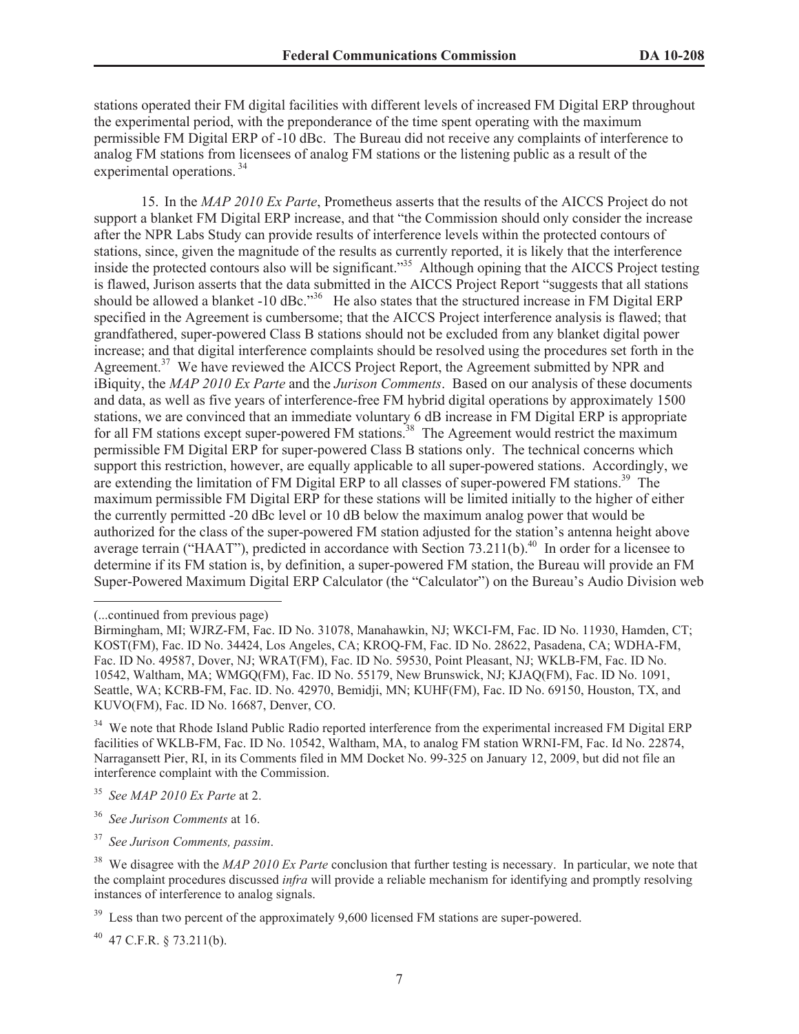stations operated their FM digital facilities with different levels of increased FM Digital ERP throughout the experimental period, with the preponderance of the time spent operating with the maximum permissible FM Digital ERP of -10 dBc. The Bureau did not receive any complaints of interference to analog FM stations from licensees of analog FM stations or the listening public as a result of the experimental operations.[34]

15. In the *MAP 2010 Ex Parte*, Prometheus asserts that the results of the AICCS Project do not support a blanket FM Digital ERP increase, and that "the Commission should only consider the increase after the NPR Labs Study can provide results of interference levels within the protected contours of stations, since, given the magnitude of the results as currently reported, it is likely that the interference inside the protected contours also will be significant."[35] Although opining that the AICCS Project testing is flawed, Jurison asserts that the data submitted in the AICCS Project Report "suggests that all stations should be allowed a blanket -10 dBc."[36] He also states that the structured increase in FM Digital ERP specified in the Agreement is cumbersome; that the AICCS Project interference analysis is flawed; that grandfathered, super-powered Class B stations should not be excluded from any blanket digital power increase; and that digital interference complaints should be resolved using the procedures set forth in the Agreement.[37] We have reviewed the AICCS Project Report, the Agreement submitted by NPR and iBiquity, the *MAP 2010 Ex Parte* and the *Jurison Comments*. Based on our analysis of these documents and data, as well as five years of interference-free FM hybrid digital operations by approximately 1500 stations, we are convinced that an immediate voluntary 6 dB increase in FM Digital ERP is appropriate for all FM stations except super-powered FM stations.[38] The Agreement would restrict the maximum permissible FM Digital ERP for super-powered Class B stations only. The technical concerns which support this restriction, however, are equally applicable to all super-powered stations. Accordingly, we are extending the limitation of FM Digital ERP to all classes of super-powered FM stations.[39] The maximum permissible FM Digital ERP for these stations will be limited initially to the higher of either the currently permitted -20 dBc level or 10 dB below the maximum analog power that would be authorized for the class of the super-powered FM station adjusted for the station's antenna height above average terrain ("HAAT"), predicted in accordance with Section 73.211(b).[40] In order for a licensee to determine if its FM station is, by definition, a super-powered FM station, the Bureau will provide an FM Super-Powered Maximum Digital ERP Calculator (the "Calculator") on the Bureau's Audio Division web

---

(...continued from previous page)

Birmingham, MI; WJRZ-FM, Fac. ID No. 31078, Manahawkin, NJ; WKCI-FM, Fac. ID No. 11930, Hamden, CT; KOST(FM), Fac. ID No. 34424, Los Angeles, CA; KROQ-FM, Fac. ID No. 28622, Pasadena, CA; WDHA-FM, Fac. ID No. 49587, Dover, NJ; WRAT(FM), Fac. ID No. 59530, Point Pleasant, NJ; WKLB-FM, Fac. ID No. 10542, Waltham, MA; WMGQ(FM), Fac. ID No. 55179, New Brunswick, NJ; KJAQ(FM), Fac. ID No. 1091, Seattle, WA; KCRB-FM, Fac. ID. No. 42970, Bemidji, MN; KUHF(FM), Fac. ID No. 69150, Houston, TX, and KUVO(FM), Fac. ID No. 16687, Denver, CO.

[34] We note that Rhode Island Public Radio reported interference from the experimental increased FM Digital ERP facilities of WKLB-FM, Fac. ID No. 10542, Waltham, MA, to analog FM station WRNI-FM, Fac. Id No. 22874, Narragansett Pier, RI, in its Comments filed in MM Docket No. 99-325 on January 12, 2009, but did not file an interference complaint with the Commission.

[35] *See MAP 2010 Ex Parte* at 2.

[36] *See Jurison Comments* at 16.

[37] *See Jurison Comments, passim*.

[38] We disagree with the *MAP 2010 Ex Parte* conclusion that further testing is necessary. In particular, we note that the complaint procedures discussed *infra* will provide a reliable mechanism for identifying and promptly resolving instances of interference to analog signals.

[39] Less than two percent of the approximately 9,600 licensed FM stations are super-powered.

[40] 47 C.F.R. § 73.211(b).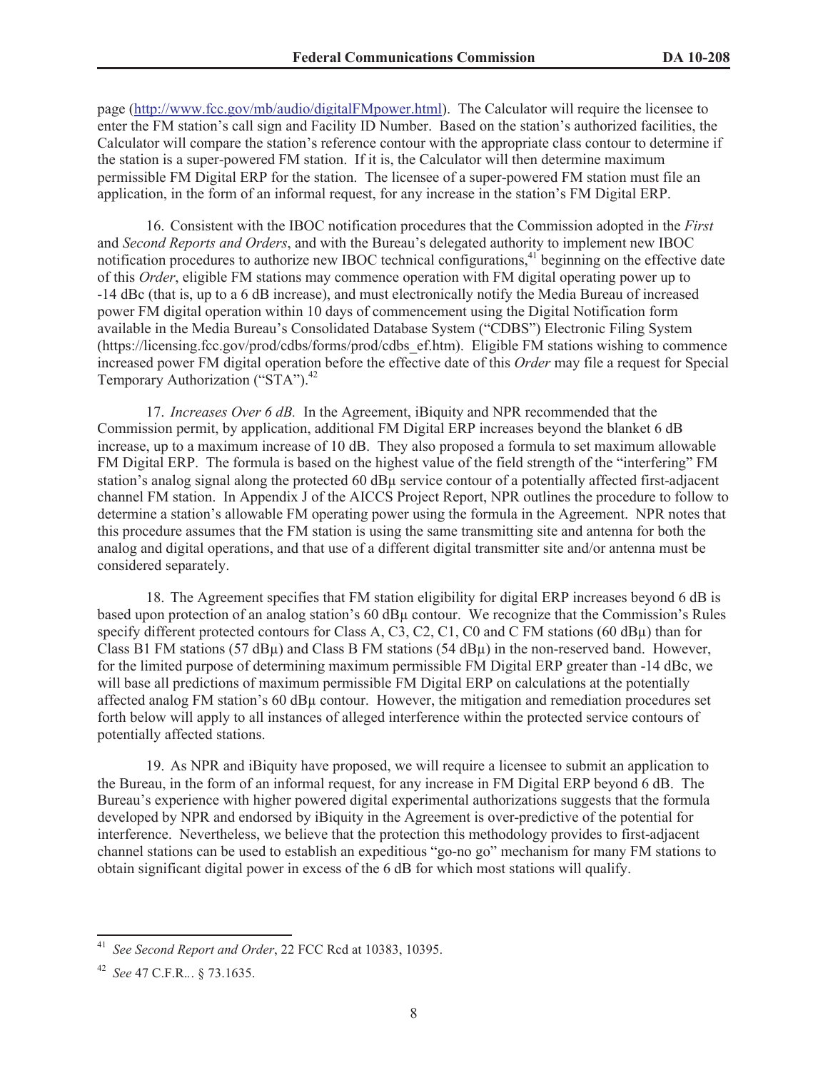page (http://www.fcc.gov/mb/audio/digitalFMpower.html). The Calculator will require the licensee to enter the FM station's call sign and Facility ID Number. Based on the station's authorized facilities, the Calculator will compare the station's reference contour with the appropriate class contour to determine if the station is a super-powered FM station. If it is, the Calculator will then determine maximum permissible FM Digital ERP for the station. The licensee of a super-powered FM station must file an application, in the form of an informal request, for any increase in the station's FM Digital ERP.

16. Consistent with the IBOC notification procedures that the Commission adopted in the *First* and *Second Reports and Orders*, and with the Bureau's delegated authority to implement new IBOC notification procedures to authorize new IBOC technical configurations,[41] beginning on the effective date of this *Order*, eligible FM stations may commence operation with FM digital operating power up to -14 dBc (that is, up to a 6 dB increase), and must electronically notify the Media Bureau of increased power FM digital operation within 10 days of commencement using the Digital Notification form available in the Media Bureau's Consolidated Database System ("CDBS") Electronic Filing System (https://licensing.fcc.gov/prod/cdbs/forms/prod/cdbs_ef.htm). Eligible FM stations wishing to commence increased power FM digital operation before the effective date of this *Order* may file a request for Special Temporary Authorization ("STA").[42]

17. *Increases Over 6 dB.* In the Agreement, iBiquity and NPR recommended that the Commission permit, by application, additional FM Digital ERP increases beyond the blanket 6 dB increase, up to a maximum increase of 10 dB. They also proposed a formula to set maximum allowable FM Digital ERP. The formula is based on the highest value of the field strength of the "interfering" FM station's analog signal along the protected 60 dBμ service contour of a potentially affected first-adjacent channel FM station. In Appendix J of the AICCS Project Report, NPR outlines the procedure to follow to determine a station's allowable FM operating power using the formula in the Agreement. NPR notes that this procedure assumes that the FM station is using the same transmitting site and antenna for both the analog and digital operations, and that use of a different digital transmitter site and/or antenna must be considered separately.

18. The Agreement specifies that FM station eligibility for digital ERP increases beyond 6 dB is based upon protection of an analog station's 60 dBμ contour. We recognize that the Commission's Rules specify different protected contours for Class A, C3, C2, C1, C0 and C FM stations (60 dBμ) than for Class B1 FM stations (57 dBμ) and Class B FM stations (54 dBμ) in the non-reserved band. However, for the limited purpose of determining maximum permissible FM Digital ERP greater than -14 dBc, we will base all predictions of maximum permissible FM Digital ERP on calculations at the potentially affected analog FM station's 60 dBμ contour. However, the mitigation and remediation procedures set forth below will apply to all instances of alleged interference within the protected service contours of potentially affected stations.

19. As NPR and iBiquity have proposed, we will require a licensee to submit an application to the Bureau, in the form of an informal request, for any increase in FM Digital ERP beyond 6 dB. The Bureau's experience with higher powered digital experimental authorizations suggests that the formula developed by NPR and endorsed by iBiquity in the Agreement is over-predictive of the potential for interference. Nevertheless, we believe that the protection this methodology provides to first-adjacent channel stations can be used to establish an expeditious "go-no go" mechanism for many FM stations to obtain significant digital power in excess of the 6 dB for which most stations will qualify.

---

[41] *See Second Report and Order*, 22 FCC Rcd at 10383, 10395.

[42] *See* 47 C.F.R.. § 73.1635.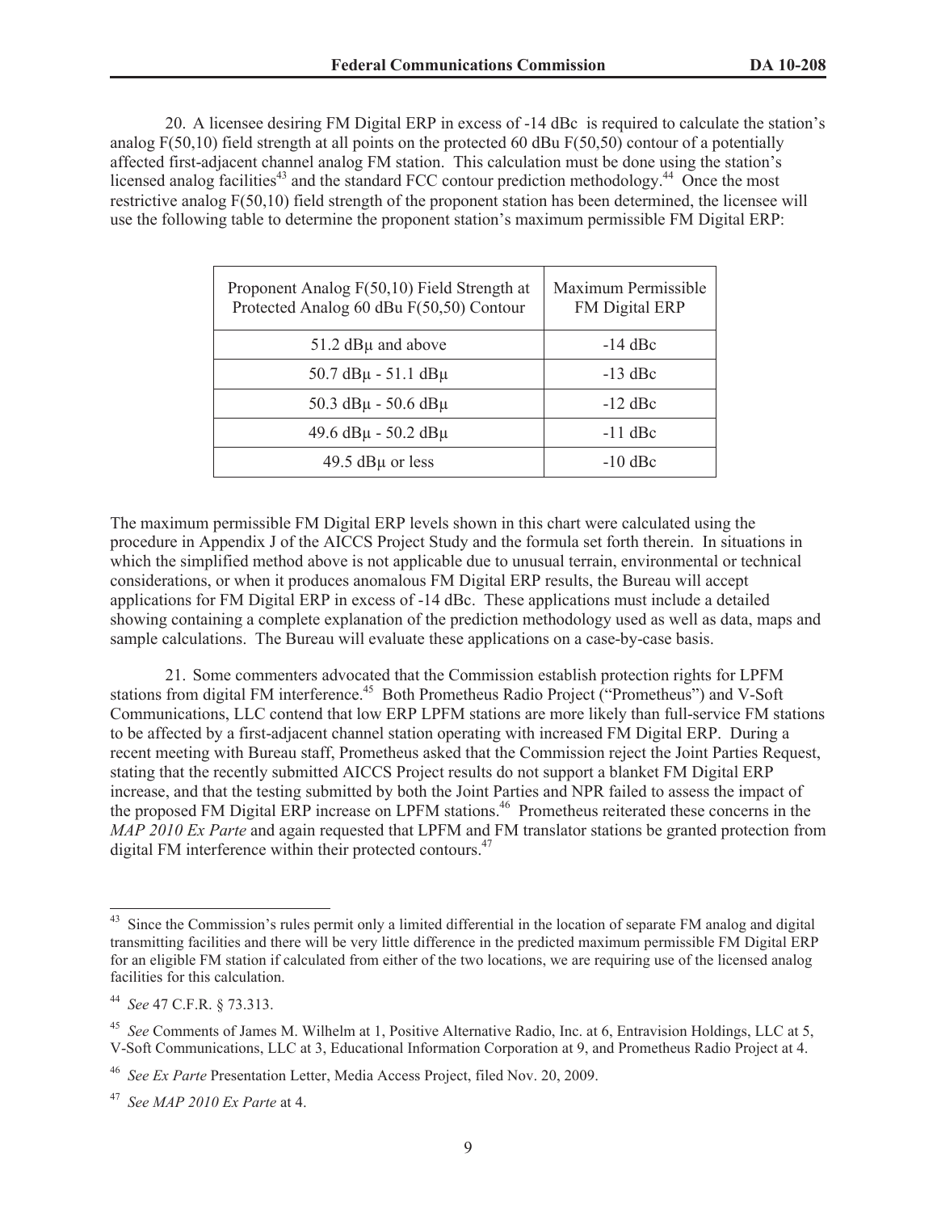20. A licensee desiring FM Digital ERP in excess of -14 dBc is required to calculate the station's analog F(50,10) field strength at all points on the protected 60 dBu F(50,50) contour of a potentially affected first-adjacent channel analog FM station. This calculation must be done using the station's licensed analog facilities[43] and the standard FCC contour prediction methodology.[44] Once the most restrictive analog F(50,10) field strength of the proponent station has been determined, the licensee will use the following table to determine the proponent station's maximum permissible FM Digital ERP:

| Proponent Analog F(50,10) Field Strength at Protected Analog 60 dBu F(50,50) Contour | Maximum Permissible FM Digital ERP |
|---|---|
| 51.2 dBμ and above | -14 dBc |
| 50.7 dBμ - 51.1 dBμ | -13 dBc |
| 50.3 dBμ - 50.6 dBμ | -12 dBc |
| 49.6 dBμ - 50.2 dBμ | -11 dBc |
| 49.5 dBμ or less | -10 dBc |

The maximum permissible FM Digital ERP levels shown in this chart were calculated using the procedure in Appendix J of the AICCS Project Study and the formula set forth therein. In situations in which the simplified method above is not applicable due to unusual terrain, environmental or technical considerations, or when it produces anomalous FM Digital ERP results, the Bureau will accept applications for FM Digital ERP in excess of -14 dBc. These applications must include a detailed showing containing a complete explanation of the prediction methodology used as well as data, maps and sample calculations. The Bureau will evaluate these applications on a case-by-case basis.

21. Some commenters advocated that the Commission establish protection rights for LPFM stations from digital FM interference.[45] Both Prometheus Radio Project ("Prometheus") and V-Soft Communications, LLC contend that low ERP LPFM stations are more likely than full-service FM stations to be affected by a first-adjacent channel station operating with increased FM Digital ERP. During a recent meeting with Bureau staff, Prometheus asked that the Commission reject the Joint Parties Request, stating that the recently submitted AICCS Project results do not support a blanket FM Digital ERP increase, and that the testing submitted by both the Joint Parties and NPR failed to assess the impact of the proposed FM Digital ERP increase on LPFM stations.[46] Prometheus reiterated these concerns in the *MAP 2010 Ex Parte* and again requested that LPFM and FM translator stations be granted protection from digital FM interference within their protected contours.[47]

---

[43] Since the Commission's rules permit only a limited differential in the location of separate FM analog and digital transmitting facilities and there will be very little difference in the predicted maximum permissible FM Digital ERP for an eligible FM station if calculated from either of the two locations, we are requiring use of the licensed analog facilities for this calculation.

[44] *See* 47 C.F.R. § 73.313.

[45] *See* Comments of James M. Wilhelm at 1, Positive Alternative Radio, Inc. at 6, Entravision Holdings, LLC at 5, V-Soft Communications, LLC at 3, Educational Information Corporation at 9, and Prometheus Radio Project at 4.

[46] *See Ex Parte* Presentation Letter, Media Access Project, filed Nov. 20, 2009.

[47] *See MAP 2010 Ex Parte* at 4.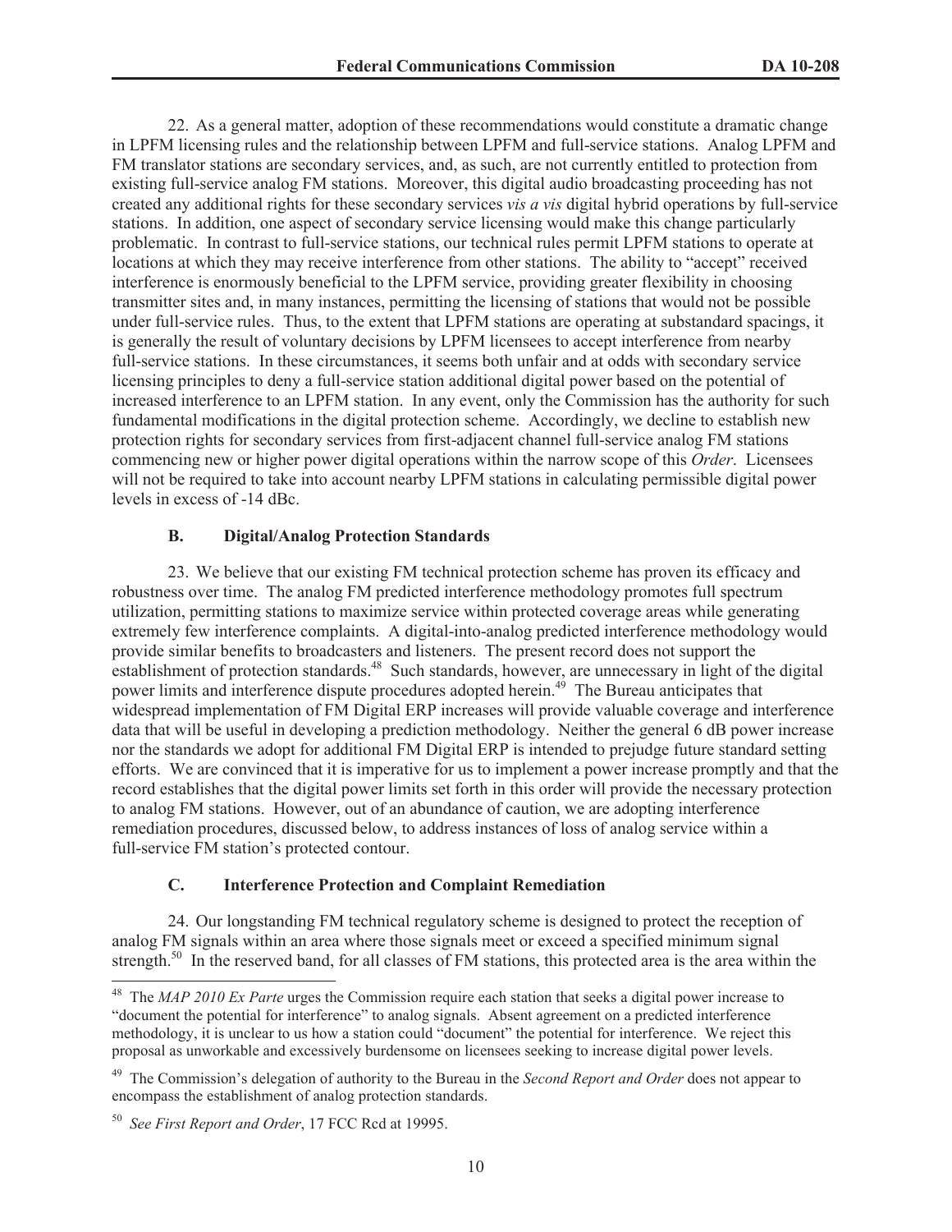22. As a general matter, adoption of these recommendations would constitute a dramatic change in LPFM licensing rules and the relationship between LPFM and full-service stations. Analog LPFM and FM translator stations are secondary services, and, as such, are not currently entitled to protection from existing full-service analog FM stations. Moreover, this digital audio broadcasting proceeding has not created any additional rights for these secondary services *vis a vis* digital hybrid operations by full-service stations. In addition, one aspect of secondary service licensing would make this change particularly problematic. In contrast to full-service stations, our technical rules permit LPFM stations to operate at locations at which they may receive interference from other stations. The ability to "accept" received interference is enormously beneficial to the LPFM service, providing greater flexibility in choosing transmitter sites and, in many instances, permitting the licensing of stations that would not be possible under full-service rules. Thus, to the extent that LPFM stations are operating at substandard spacings, it is generally the result of voluntary decisions by LPFM licensees to accept interference from nearby full-service stations. In these circumstances, it seems both unfair and at odds with secondary service licensing principles to deny a full-service station additional digital power based on the potential of increased interference to an LPFM station. In any event, only the Commission has the authority for such fundamental modifications in the digital protection scheme. Accordingly, we decline to establish new protection rights for secondary services from first-adjacent channel full-service analog FM stations commencing new or higher power digital operations within the narrow scope of this *Order*. Licensees will not be required to take into account nearby LPFM stations in calculating permissible digital power levels in excess of -14 dBc.

### B. Digital/Analog Protection Standards

23. We believe that our existing FM technical protection scheme has proven its efficacy and robustness over time. The analog FM predicted interference methodology promotes full spectrum utilization, permitting stations to maximize service within protected coverage areas while generating extremely few interference complaints. A digital-into-analog predicted interference methodology would provide similar benefits to broadcasters and listeners. The present record does not support the establishment of protection standards.[48] Such standards, however, are unnecessary in light of the digital power limits and interference dispute procedures adopted herein.[49] The Bureau anticipates that widespread implementation of FM Digital ERP increases will provide valuable coverage and interference data that will be useful in developing a prediction methodology. Neither the general 6 dB power increase nor the standards we adopt for additional FM Digital ERP is intended to prejudge future standard setting efforts. We are convinced that it is imperative for us to implement a power increase promptly and that the record establishes that the digital power limits set forth in this order will provide the necessary protection to analog FM stations. However, out of an abundance of caution, we are adopting interference remediation procedures, discussed below, to address instances of loss of analog service within a full-service FM station's protected contour.

### C. Interference Protection and Complaint Remediation

24. Our longstanding FM technical regulatory scheme is designed to protect the reception of analog FM signals within an area where those signals meet or exceed a specified minimum signal strength.[50] In the reserved band, for all classes of FM stations, this protected area is the area within the

---

[48] The *MAP 2010 Ex Parte* urges the Commission require each station that seeks a digital power increase to "document the potential for interference" to analog signals. Absent agreement on a predicted interference methodology, it is unclear to us how a station could "document" the potential for interference. We reject this proposal as unworkable and excessively burdensome on licensees seeking to increase digital power levels.

[49] The Commission's delegation of authority to the Bureau in the *Second Report and Order* does not appear to encompass the establishment of analog protection standards.

[50] *See First Report and Order*, 17 FCC Rcd at 19995.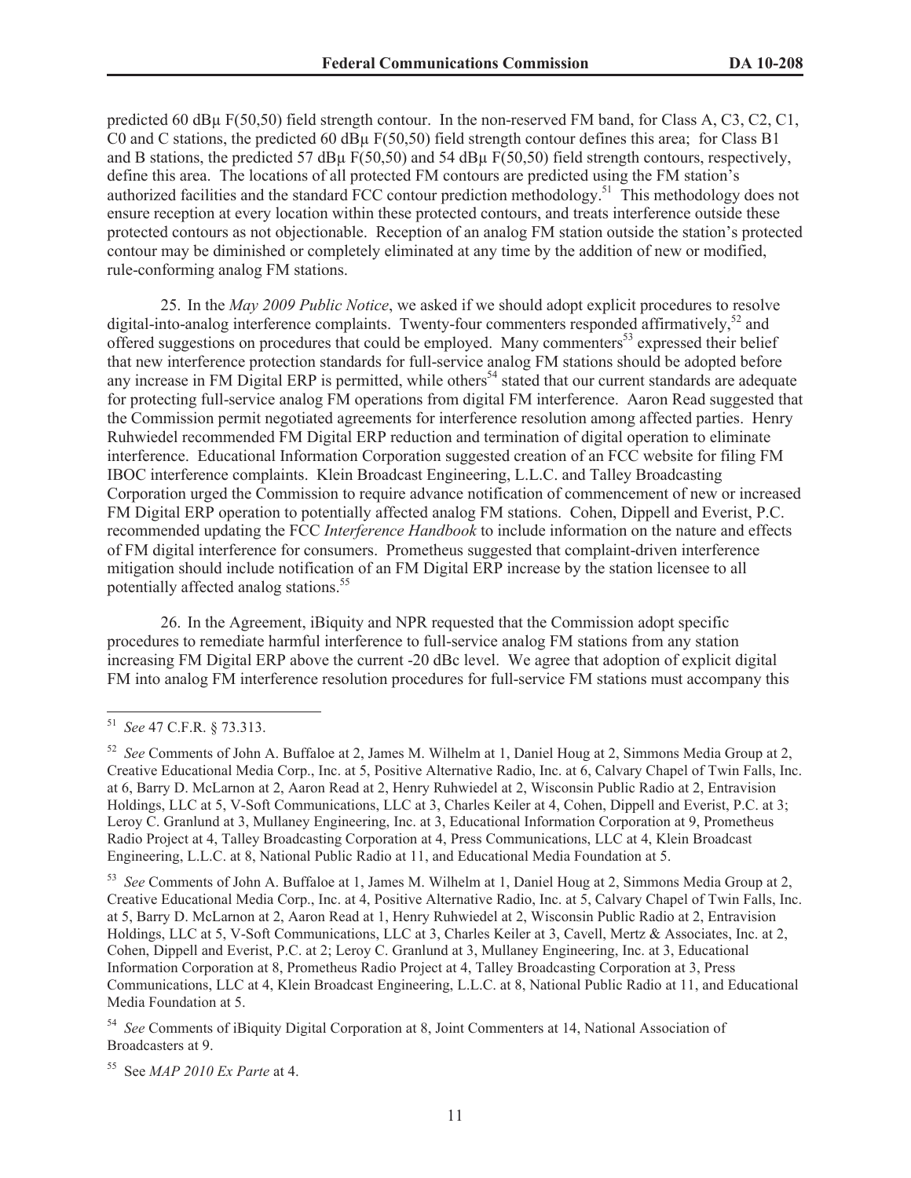predicted 60 dBμ F(50,50) field strength contour. In the non-reserved FM band, for Class A, C3, C2, C1, C0 and C stations, the predicted 60 dBμ F(50,50) field strength contour defines this area; for Class B1 and B stations, the predicted 57 dBμ F(50,50) and 54 dBμ F(50,50) field strength contours, respectively, define this area. The locations of all protected FM contours are predicted using the FM station's authorized facilities and the standard FCC contour prediction methodology.[51] This methodology does not ensure reception at every location within these protected contours, and treats interference outside these protected contours as not objectionable. Reception of an analog FM station outside the station's protected contour may be diminished or completely eliminated at any time by the addition of new or modified, rule-conforming analog FM stations.

25. In the *May 2009 Public Notice*, we asked if we should adopt explicit procedures to resolve digital-into-analog interference complaints. Twenty-four commenters responded affirmatively,[52] and offered suggestions on procedures that could be employed. Many commenters[53] expressed their belief that new interference protection standards for full-service analog FM stations should be adopted before any increase in FM Digital ERP is permitted, while others[54] stated that our current standards are adequate for protecting full-service analog FM operations from digital FM interference. Aaron Read suggested that the Commission permit negotiated agreements for interference resolution among affected parties. Henry Ruhwiedel recommended FM Digital ERP reduction and termination of digital operation to eliminate interference. Educational Information Corporation suggested creation of an FCC website for filing FM IBOC interference complaints. Klein Broadcast Engineering, L.L.C. and Talley Broadcasting Corporation urged the Commission to require advance notification of commencement of new or increased FM Digital ERP operation to potentially affected analog FM stations. Cohen, Dippell and Everist, P.C. recommended updating the FCC *Interference Handbook* to include information on the nature and effects of FM digital interference for consumers. Prometheus suggested that complaint-driven interference mitigation should include notification of an FM Digital ERP increase by the station licensee to all potentially affected analog stations.[55]

26. In the Agreement, iBiquity and NPR requested that the Commission adopt specific procedures to remediate harmful interference to full-service analog FM stations from any station increasing FM Digital ERP above the current -20 dBc level. We agree that adoption of explicit digital FM into analog FM interference resolution procedures for full-service FM stations must accompany this

---

[51] *See* 47 C.F.R. § 73.313.

[52] *See* Comments of John A. Buffaloe at 2, James M. Wilhelm at 1, Daniel Houg at 2, Simmons Media Group at 2, Creative Educational Media Corp., Inc. at 5, Positive Alternative Radio, Inc. at 6, Calvary Chapel of Twin Falls, Inc. at 6, Barry D. McLarnon at 2, Aaron Read at 2, Henry Ruhwiedel at 2, Wisconsin Public Radio at 2, Entravision Holdings, LLC at 5, V-Soft Communications, LLC at 3, Charles Keiler at 4, Cohen, Dippell and Everist, P.C. at 3; Leroy C. Granlund at 3, Mullaney Engineering, Inc. at 3, Educational Information Corporation at 9, Prometheus Radio Project at 4, Talley Broadcasting Corporation at 4, Press Communications, LLC at 4, Klein Broadcast Engineering, L.L.C. at 8, National Public Radio at 11, and Educational Media Foundation at 5.

[53] *See* Comments of John A. Buffaloe at 1, James M. Wilhelm at 1, Daniel Houg at 2, Simmons Media Group at 2, Creative Educational Media Corp., Inc. at 4, Positive Alternative Radio, Inc. at 5, Calvary Chapel of Twin Falls, Inc. at 5, Barry D. McLarnon at 2, Aaron Read at 1, Henry Ruhwiedel at 2, Wisconsin Public Radio at 2, Entravision Holdings, LLC at 5, V-Soft Communications, LLC at 3, Charles Keiler at 3, Cavell, Mertz & Associates, Inc. at 2, Cohen, Dippell and Everist, P.C. at 2; Leroy C. Granlund at 3, Mullaney Engineering, Inc. at 3, Educational Information Corporation at 8, Prometheus Radio Project at 4, Talley Broadcasting Corporation at 3, Press Communications, LLC at 4, Klein Broadcast Engineering, L.L.C. at 8, National Public Radio at 11, and Educational Media Foundation at 5.

[54] *See* Comments of iBiquity Digital Corporation at 8, Joint Commenters at 14, National Association of Broadcasters at 9.

[55] See *MAP 2010 Ex Parte* at 4.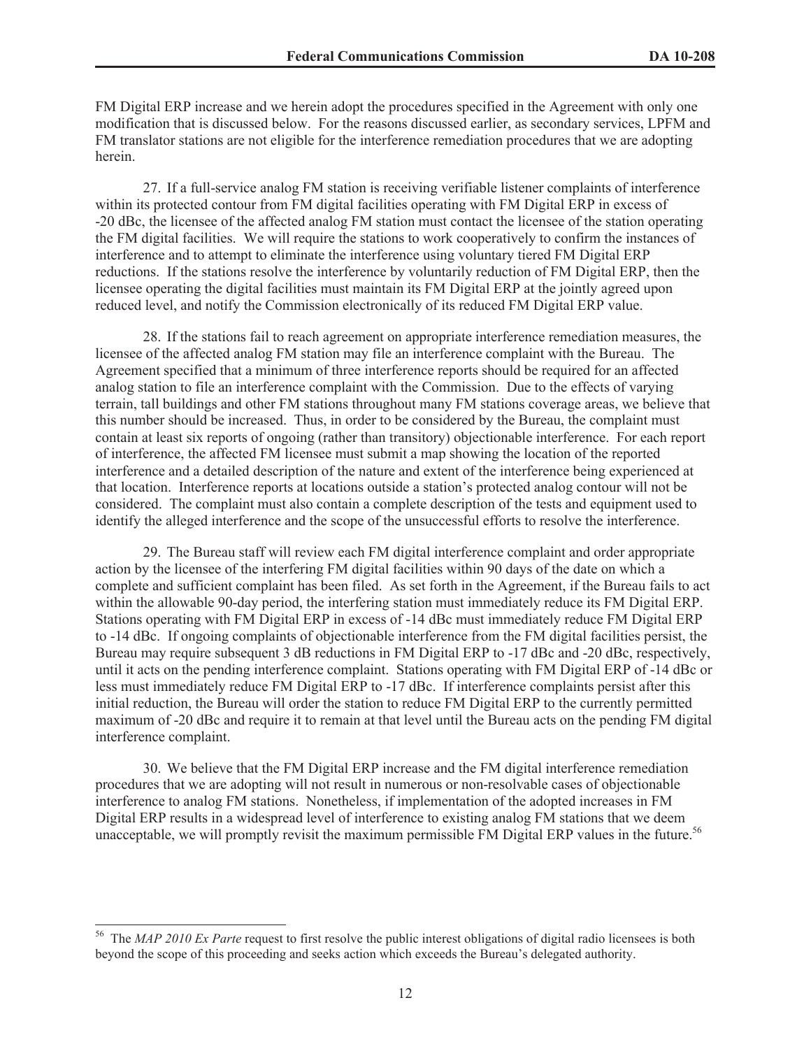FM Digital ERP increase and we herein adopt the procedures specified in the Agreement with only one modification that is discussed below. For the reasons discussed earlier, as secondary services, LPFM and FM translator stations are not eligible for the interference remediation procedures that we are adopting herein.

27. If a full-service analog FM station is receiving verifiable listener complaints of interference within its protected contour from FM digital facilities operating with FM Digital ERP in excess of -20 dBc, the licensee of the affected analog FM station must contact the licensee of the station operating the FM digital facilities. We will require the stations to work cooperatively to confirm the instances of interference and to attempt to eliminate the interference using voluntary tiered FM Digital ERP reductions. If the stations resolve the interference by voluntarily reduction of FM Digital ERP, then the licensee operating the digital facilities must maintain its FM Digital ERP at the jointly agreed upon reduced level, and notify the Commission electronically of its reduced FM Digital ERP value.

28. If the stations fail to reach agreement on appropriate interference remediation measures, the licensee of the affected analog FM station may file an interference complaint with the Bureau. The Agreement specified that a minimum of three interference reports should be required for an affected analog station to file an interference complaint with the Commission. Due to the effects of varying terrain, tall buildings and other FM stations throughout many FM stations coverage areas, we believe that this number should be increased. Thus, in order to be considered by the Bureau, the complaint must contain at least six reports of ongoing (rather than transitory) objectionable interference. For each report of interference, the affected FM licensee must submit a map showing the location of the reported interference and a detailed description of the nature and extent of the interference being experienced at that location. Interference reports at locations outside a station's protected analog contour will not be considered. The complaint must also contain a complete description of the tests and equipment used to identify the alleged interference and the scope of the unsuccessful efforts to resolve the interference.

29. The Bureau staff will review each FM digital interference complaint and order appropriate action by the licensee of the interfering FM digital facilities within 90 days of the date on which a complete and sufficient complaint has been filed. As set forth in the Agreement, if the Bureau fails to act within the allowable 90-day period, the interfering station must immediately reduce its FM Digital ERP. Stations operating with FM Digital ERP in excess of -14 dBc must immediately reduce FM Digital ERP to -14 dBc. If ongoing complaints of objectionable interference from the FM digital facilities persist, the Bureau may require subsequent 3 dB reductions in FM Digital ERP to -17 dBc and -20 dBc, respectively, until it acts on the pending interference complaint. Stations operating with FM Digital ERP of -14 dBc or less must immediately reduce FM Digital ERP to -17 dBc. If interference complaints persist after this initial reduction, the Bureau will order the station to reduce FM Digital ERP to the currently permitted maximum of -20 dBc and require it to remain at that level until the Bureau acts on the pending FM digital interference complaint.

30. We believe that the FM Digital ERP increase and the FM digital interference remediation procedures that we are adopting will not result in numerous or non-resolvable cases of objectionable interference to analog FM stations. Nonetheless, if implementation of the adopted increases in FM Digital ERP results in a widespread level of interference to existing analog FM stations that we deem unacceptable, we will promptly revisit the maximum permissible FM Digital ERP values in the future.[56]

---

[56] The *MAP 2010 Ex Parte* request to first resolve the public interest obligations of digital radio licensees is both beyond the scope of this proceeding and seeks action which exceeds the Bureau's delegated authority.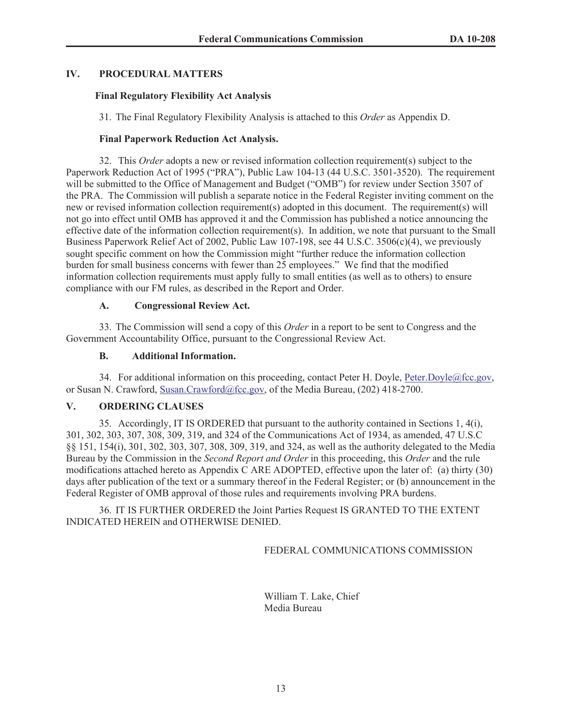## IV. PROCEDURAL MATTERS

### Final Regulatory Flexibility Act Analysis

31. The Final Regulatory Flexibility Analysis is attached to this *Order* as Appendix D.

### Final Paperwork Reduction Act Analysis.

32. This *Order* adopts a new or revised information collection requirement(s) subject to the Paperwork Reduction Act of 1995 ("PRA"), Public Law 104-13 (44 U.S.C. 3501-3520). The requirement will be submitted to the Office of Management and Budget ("OMB") for review under Section 3507 of the PRA. The Commission will publish a separate notice in the Federal Register inviting comment on the new or revised information collection requirement(s) adopted in this document. The requirement(s) will not go into effect until OMB has approved it and the Commission has published a notice announcing the effective date of the information collection requirement(s). In addition, we note that pursuant to the Small Business Paperwork Relief Act of 2002, Public Law 107-198, see 44 U.S.C. 3506(c)(4), we previously sought specific comment on how the Commission might "further reduce the information collection burden for small business concerns with fewer than 25 employees." We find that the modified information collection requirements must apply fully to small entities (as well as to others) to ensure compliance with our FM rules, as described in the Report and Order.

### A. Congressional Review Act.

33. The Commission will send a copy of this *Order* in a report to be sent to Congress and the Government Accountability Office, pursuant to the Congressional Review Act.

### B. Additional Information.

34. For additional information on this proceeding, contact Peter H. Doyle, Peter.Doyle@fcc.gov, or Susan N. Crawford, Susan.Crawford@fcc.gov, of the Media Bureau, (202) 418-2700.

## V. ORDERING CLAUSES

35. Accordingly, IT IS ORDERED that pursuant to the authority contained in Sections 1, 4(i), 301, 302, 303, 307, 308, 309, 319, and 324 of the Communications Act of 1934, as amended, 47 U.S.C §§ 151, 154(i), 301, 302, 303, 307, 308, 309, 319, and 324, as well as the authority delegated to the Media Bureau by the Commission in the *Second Report and Order* in this proceeding, this *Order* and the rule modifications attached hereto as Appendix C ARE ADOPTED, effective upon the later of: (a) thirty (30) days after publication of the text or a summary thereof in the Federal Register; or (b) announcement in the Federal Register of OMB approval of those rules and requirements involving PRA burdens.

36. IT IS FURTHER ORDERED the Joint Parties Request IS GRANTED TO THE EXTENT INDICATED HEREIN and OTHERWISE DENIED.

FEDERAL COMMUNICATIONS COMMISSION

William T. Lake, Chief
Media Bureau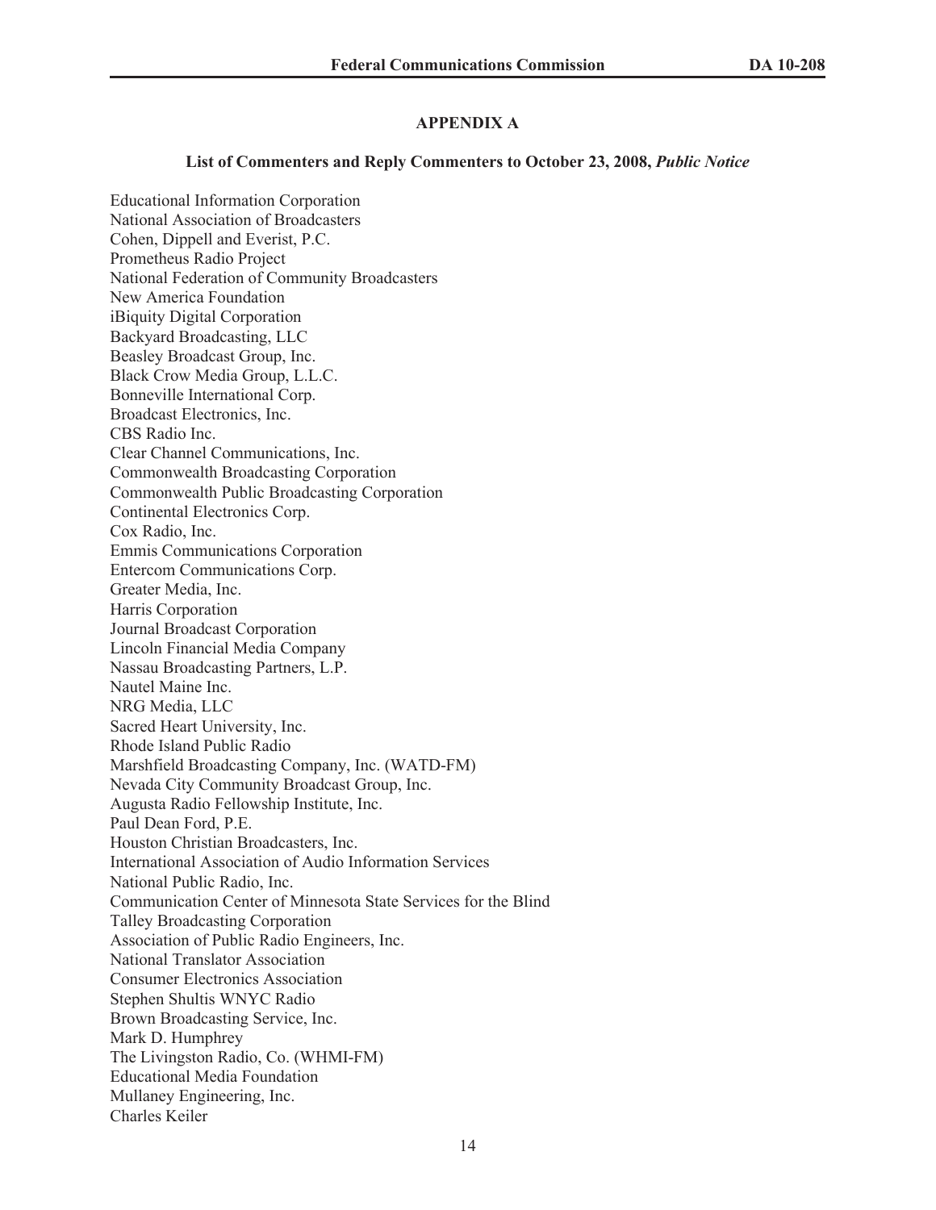## APPENDIX A

### List of Commenters and Reply Commenters to October 23, 2008, *Public Notice*

Educational Information Corporation
National Association of Broadcasters
Cohen, Dippell and Everist, P.C.
Prometheus Radio Project
National Federation of Community Broadcasters
New America Foundation
iBiquity Digital Corporation
Backyard Broadcasting, LLC
Beasley Broadcast Group, Inc.
Black Crow Media Group, L.L.C.
Bonneville International Corp.
Broadcast Electronics, Inc.
CBS Radio Inc.
Clear Channel Communications, Inc.
Commonwealth Broadcasting Corporation
Commonwealth Public Broadcasting Corporation
Continental Electronics Corp.
Cox Radio, Inc.
Emmis Communications Corporation
Entercom Communications Corp.
Greater Media, Inc.
Harris Corporation
Journal Broadcast Corporation
Lincoln Financial Media Company
Nassau Broadcasting Partners, L.P.
Nautel Maine Inc.
NRG Media, LLC
Sacred Heart University, Inc.
Rhode Island Public Radio
Marshfield Broadcasting Company, Inc. (WATD-FM)
Nevada City Community Broadcast Group, Inc.
Augusta Radio Fellowship Institute, Inc.
Paul Dean Ford, P.E.
Houston Christian Broadcasters, Inc.
International Association of Audio Information Services
National Public Radio, Inc.
Communication Center of Minnesota State Services for the Blind
Talley Broadcasting Corporation
Association of Public Radio Engineers, Inc.
National Translator Association
Consumer Electronics Association
Stephen Shultis WNYC Radio
Brown Broadcasting Service, Inc.
Mark D. Humphrey
The Livingston Radio, Co. (WHMI-FM)
Educational Media Foundation
Mullaney Engineering, Inc.
Charles Keiler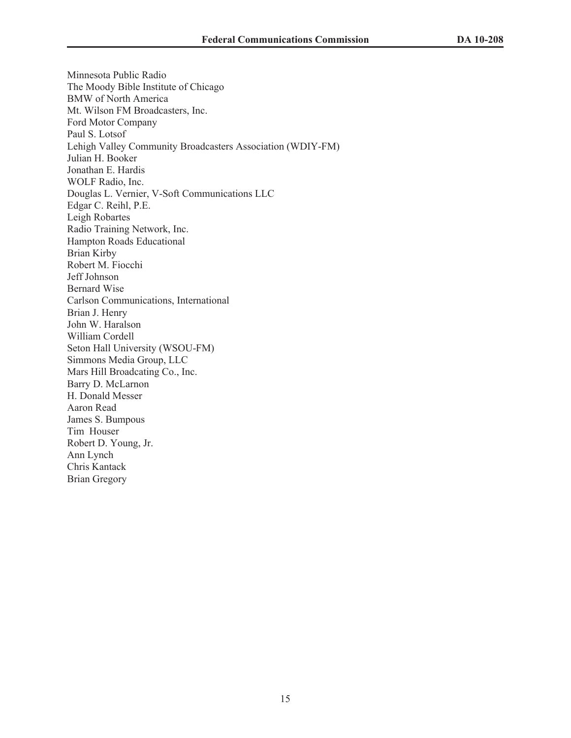Minnesota Public Radio
The Moody Bible Institute of Chicago
BMW of North America
Mt. Wilson FM Broadcasters, Inc.
Ford Motor Company
Paul S. Lotsof
Lehigh Valley Community Broadcasters Association (WDIY-FM)
Julian H. Booker
Jonathan E. Hardis
WOLF Radio, Inc.
Douglas L. Vernier, V-Soft Communications LLC
Edgar C. Reihl, P.E.
Leigh Robartes
Radio Training Network, Inc.
Hampton Roads Educational
Brian Kirby
Robert M. Fiocchi
Jeff Johnson
Bernard Wise
Carlson Communications, International
Brian J. Henry
John W. Haralson
William Cordell
Seton Hall University (WSOU-FM)
Simmons Media Group, LLC
Mars Hill Broadcating Co., Inc.
Barry D. McLarnon
H. Donald Messer
Aaron Read
James S. Bumpous
Tim Houser
Robert D. Young, Jr.
Ann Lynch
Chris Kantack
Brian Gregory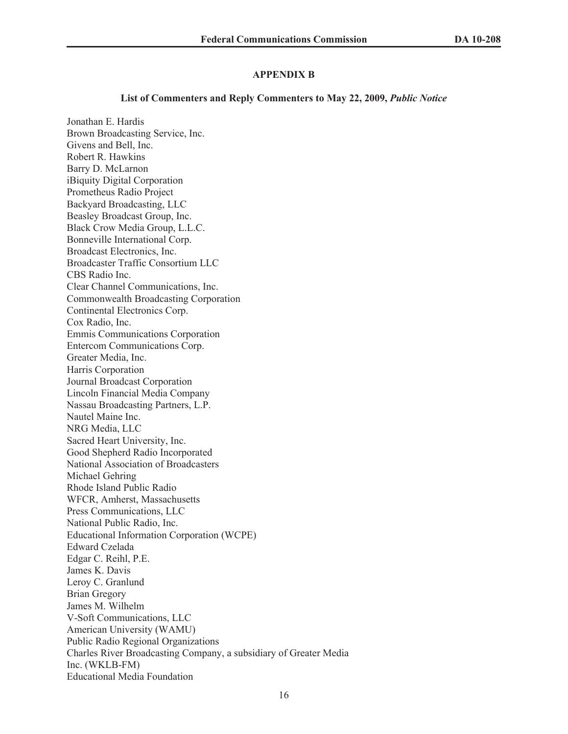## APPENDIX B

### List of Commenters and Reply Commenters to May 22, 2009, *Public Notice*

Jonathan E. Hardis
Brown Broadcasting Service, Inc.
Givens and Bell, Inc.
Robert R. Hawkins
Barry D. McLarnon
iBiquity Digital Corporation
Prometheus Radio Project
Backyard Broadcasting, LLC
Beasley Broadcast Group, Inc.
Black Crow Media Group, L.L.C.
Bonneville International Corp.
Broadcast Electronics, Inc.
Broadcaster Traffic Consortium LLC
CBS Radio Inc.
Clear Channel Communications, Inc.
Commonwealth Broadcasting Corporation
Continental Electronics Corp.
Cox Radio, Inc.
Emmis Communications Corporation
Entercom Communications Corp.
Greater Media, Inc.
Harris Corporation
Journal Broadcast Corporation
Lincoln Financial Media Company
Nassau Broadcasting Partners, L.P.
Nautel Maine Inc.
NRG Media, LLC
Sacred Heart University, Inc.
Good Shepherd Radio Incorporated
National Association of Broadcasters
Michael Gehring
Rhode Island Public Radio
WFCR, Amherst, Massachusetts
Press Communications, LLC
National Public Radio, Inc.
Educational Information Corporation (WCPE)
Edward Czelada
Edgar C. Reihl, P.E.
James K. Davis
Leroy C. Granlund
Brian Gregory
James M. Wilhelm
V-Soft Communications, LLC
American University (WAMU)
Public Radio Regional Organizations
Charles River Broadcasting Company, a subsidiary of Greater Media Inc. (WKLB-FM)
Educational Media Foundation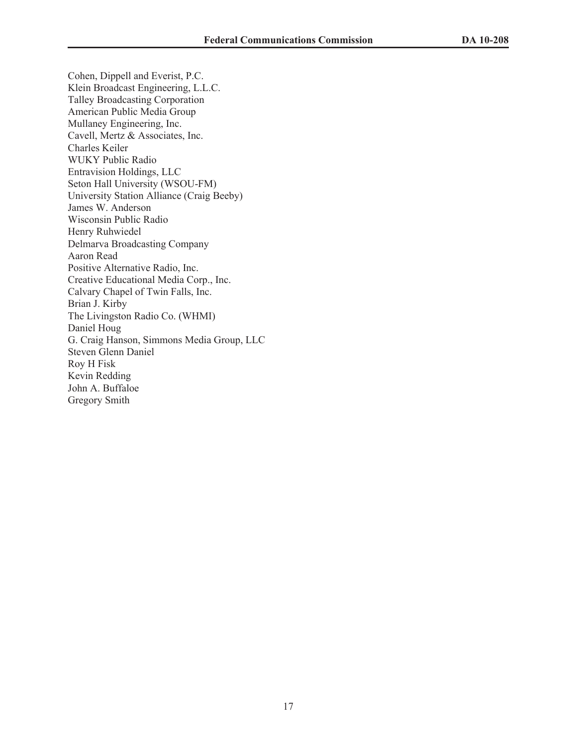Cohen, Dippell and Everist, P.C.
Klein Broadcast Engineering, L.L.C.
Talley Broadcasting Corporation
American Public Media Group
Mullaney Engineering, Inc.
Cavell, Mertz & Associates, Inc.
Charles Keiler
WUKY Public Radio
Entravision Holdings, LLC
Seton Hall University (WSOU-FM)
University Station Alliance (Craig Beeby)
James W. Anderson
Wisconsin Public Radio
Henry Ruhwiedel
Delmarva Broadcasting Company
Aaron Read
Positive Alternative Radio, Inc.
Creative Educational Media Corp., Inc.
Calvary Chapel of Twin Falls, Inc.
Brian J. Kirby
The Livingston Radio Co. (WHMI)
Daniel Houg
G. Craig Hanson, Simmons Media Group, LLC
Steven Glenn Daniel
Roy H Fisk
Kevin Redding
John A. Buffaloe
Gregory Smith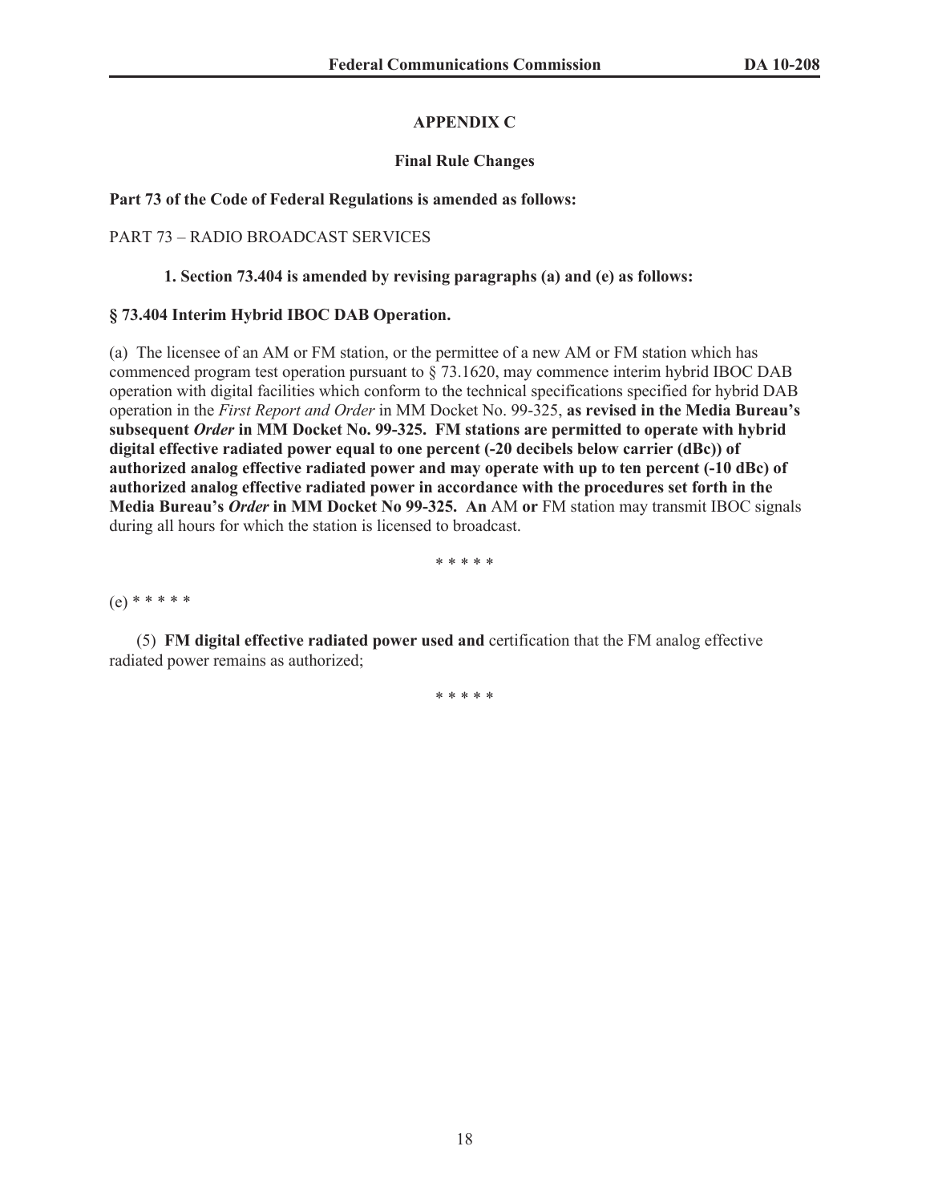## APPENDIX C

### Final Rule Changes

**Part 73 of the Code of Federal Regulations is amended as follows:**

PART 73 – RADIO BROADCAST SERVICES

**1. Section 73.404 is amended by revising paragraphs (a) and (e) as follows:**

**§ 73.404 Interim Hybrid IBOC DAB Operation.**

(a) The licensee of an AM or FM station, or the permittee of a new AM or FM station which has commenced program test operation pursuant to § 73.1620, may commence interim hybrid IBOC DAB operation with digital facilities which conform to the technical specifications specified for hybrid DAB operation in the *First Report and Order* in MM Docket No. 99-325, **as revised in the Media Bureau's subsequent *Order* in MM Docket No. 99-325. FM stations are permitted to operate with hybrid digital effective radiated power equal to one percent (-20 decibels below carrier (dBc)) of authorized analog effective radiated power and may operate with up to ten percent (-10 dBc) of authorized analog effective radiated power in accordance with the procedures set forth in the Media Bureau's *Order* in MM Docket No 99-325. An** AM **or** FM station may transmit IBOC signals during all hours for which the station is licensed to broadcast.

\* \* \* \* \*

(e) \* \* \* \* \*

(5) **FM digital effective radiated power used and** certification that the FM analog effective radiated power remains as authorized;

\* \* \* \* \*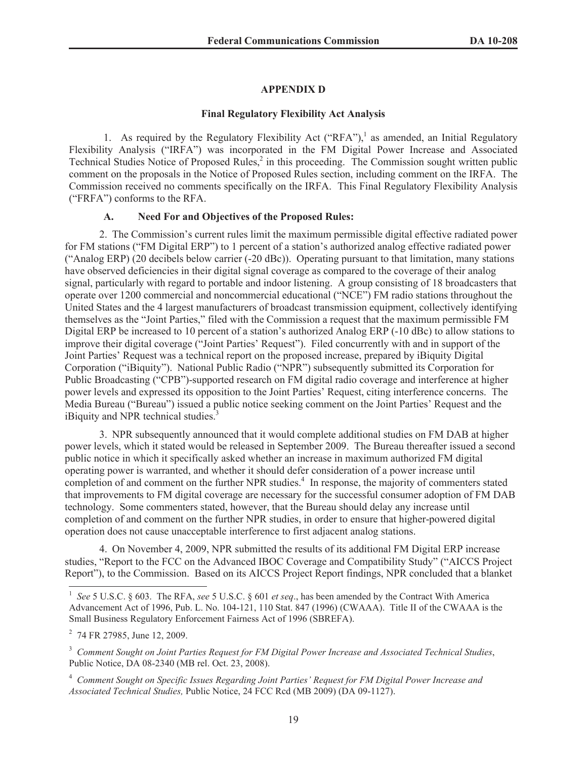## APPENDIX D

### Final Regulatory Flexibility Act Analysis

1. As required by the Regulatory Flexibility Act ("RFA"),[1] as amended, an Initial Regulatory Flexibility Analysis ("IRFA") was incorporated in the FM Digital Power Increase and Associated Technical Studies Notice of Proposed Rules,[2] in this proceeding. The Commission sought written public comment on the proposals in the Notice of Proposed Rules section, including comment on the IRFA. The Commission received no comments specifically on the IRFA. This Final Regulatory Flexibility Analysis ("FRFA") conforms to the RFA.

#### A. Need For and Objectives of the Proposed Rules:

2. The Commission's current rules limit the maximum permissible digital effective radiated power for FM stations ("FM Digital ERP") to 1 percent of a station's authorized analog effective radiated power ("Analog ERP) (20 decibels below carrier (-20 dBc)). Operating pursuant to that limitation, many stations have observed deficiencies in their digital signal coverage as compared to the coverage of their analog signal, particularly with regard to portable and indoor listening. A group consisting of 18 broadcasters that operate over 1200 commercial and noncommercial educational ("NCE") FM radio stations throughout the United States and the 4 largest manufacturers of broadcast transmission equipment, collectively identifying themselves as the "Joint Parties," filed with the Commission a request that the maximum permissible FM Digital ERP be increased to 10 percent of a station's authorized Analog ERP (-10 dBc) to allow stations to improve their digital coverage ("Joint Parties' Request"). Filed concurrently with and in support of the Joint Parties' Request was a technical report on the proposed increase, prepared by iBiquity Digital Corporation ("iBiquity"). National Public Radio ("NPR") subsequently submitted its Corporation for Public Broadcasting ("CPB")-supported research on FM digital radio coverage and interference at higher power levels and expressed its opposition to the Joint Parties' Request, citing interference concerns. The Media Bureau ("Bureau") issued a public notice seeking comment on the Joint Parties' Request and the iBiquity and NPR technical studies.[3]

3. NPR subsequently announced that it would complete additional studies on FM DAB at higher power levels, which it stated would be released in September 2009. The Bureau thereafter issued a second public notice in which it specifically asked whether an increase in maximum authorized FM digital operating power is warranted, and whether it should defer consideration of a power increase until completion of and comment on the further NPR studies.[4] In response, the majority of commenters stated that improvements to FM digital coverage are necessary for the successful consumer adoption of FM DAB technology. Some commenters stated, however, that the Bureau should delay any increase until completion of and comment on the further NPR studies, in order to ensure that higher-powered digital operation does not cause unacceptable interference to first adjacent analog stations.

4. On November 4, 2009, NPR submitted the results of its additional FM Digital ERP increase studies, "Report to the FCC on the Advanced IBOC Coverage and Compatibility Study" ("AICCS Project Report"), to the Commission. Based on its AICCS Project Report findings, NPR concluded that a blanket

---

[1] *See* 5 U.S.C. § 603. The RFA, *see* 5 U.S.C. § 601 *et seq*., has been amended by the Contract With America Advancement Act of 1996, Pub. L. No. 104-121, 110 Stat. 847 (1996) (CWAAA). Title II of the CWAAA is the Small Business Regulatory Enforcement Fairness Act of 1996 (SBREFA).

[2] 74 FR 27985, June 12, 2009.

[3] *Comment Sought on Joint Parties Request for FM Digital Power Increase and Associated Technical Studies*, Public Notice, DA 08-2340 (MB rel. Oct. 23, 2008).

[4] *Comment Sought on Specific Issues Regarding Joint Parties' Request for FM Digital Power Increase and Associated Technical Studies,* Public Notice, 24 FCC Rcd (MB 2009) (DA 09-1127).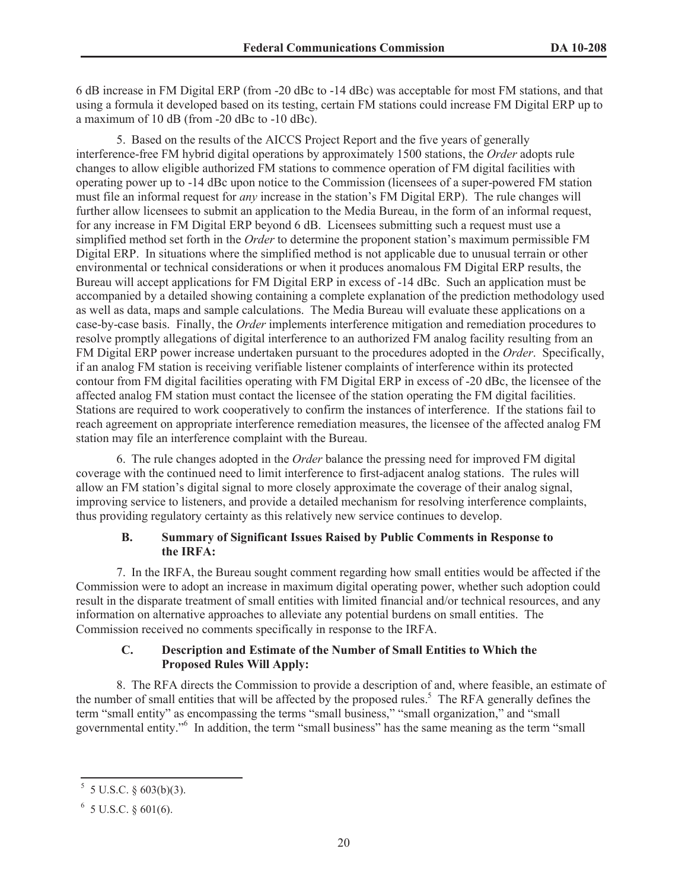6 dB increase in FM Digital ERP (from -20 dBc to -14 dBc) was acceptable for most FM stations, and that using a formula it developed based on its testing, certain FM stations could increase FM Digital ERP up to a maximum of 10 dB (from -20 dBc to -10 dBc).

5. Based on the results of the AICCS Project Report and the five years of generally interference-free FM hybrid digital operations by approximately 1500 stations, the *Order* adopts rule changes to allow eligible authorized FM stations to commence operation of FM digital facilities with operating power up to -14 dBc upon notice to the Commission (licensees of a super-powered FM station must file an informal request for *any* increase in the station's FM Digital ERP). The rule changes will further allow licensees to submit an application to the Media Bureau, in the form of an informal request, for any increase in FM Digital ERP beyond 6 dB. Licensees submitting such a request must use a simplified method set forth in the *Order* to determine the proponent station's maximum permissible FM Digital ERP. In situations where the simplified method is not applicable due to unusual terrain or other environmental or technical considerations or when it produces anomalous FM Digital ERP results, the Bureau will accept applications for FM Digital ERP in excess of -14 dBc. Such an application must be accompanied by a detailed showing containing a complete explanation of the prediction methodology used as well as data, maps and sample calculations. The Media Bureau will evaluate these applications on a case-by-case basis. Finally, the *Order* implements interference mitigation and remediation procedures to resolve promptly allegations of digital interference to an authorized FM analog facility resulting from an FM Digital ERP power increase undertaken pursuant to the procedures adopted in the *Order*. Specifically, if an analog FM station is receiving verifiable listener complaints of interference within its protected contour from FM digital facilities operating with FM Digital ERP in excess of -20 dBc, the licensee of the affected analog FM station must contact the licensee of the station operating the FM digital facilities. Stations are required to work cooperatively to confirm the instances of interference. If the stations fail to reach agreement on appropriate interference remediation measures, the licensee of the affected analog FM station may file an interference complaint with the Bureau.

6. The rule changes adopted in the *Order* balance the pressing need for improved FM digital coverage with the continued need to limit interference to first-adjacent analog stations. The rules will allow an FM station's digital signal to more closely approximate the coverage of their analog signal, improving service to listeners, and provide a detailed mechanism for resolving interference complaints, thus providing regulatory certainty as this relatively new service continues to develop.

### B. Summary of Significant Issues Raised by Public Comments in Response to the IRFA:

7. In the IRFA, the Bureau sought comment regarding how small entities would be affected if the Commission were to adopt an increase in maximum digital operating power, whether such adoption could result in the disparate treatment of small entities with limited financial and/or technical resources, and any information on alternative approaches to alleviate any potential burdens on small entities. The Commission received no comments specifically in response to the IRFA.

### C. Description and Estimate of the Number of Small Entities to Which the Proposed Rules Will Apply:

8. The RFA directs the Commission to provide a description of and, where feasible, an estimate of the number of small entities that will be affected by the proposed rules.[5] The RFA generally defines the term "small entity" as encompassing the terms "small business," "small organization," and "small governmental entity."[6] In addition, the term "small business" has the same meaning as the term "small

---

[5] 5 U.S.C. § 603(b)(3).

[6] 5 U.S.C. § 601(6).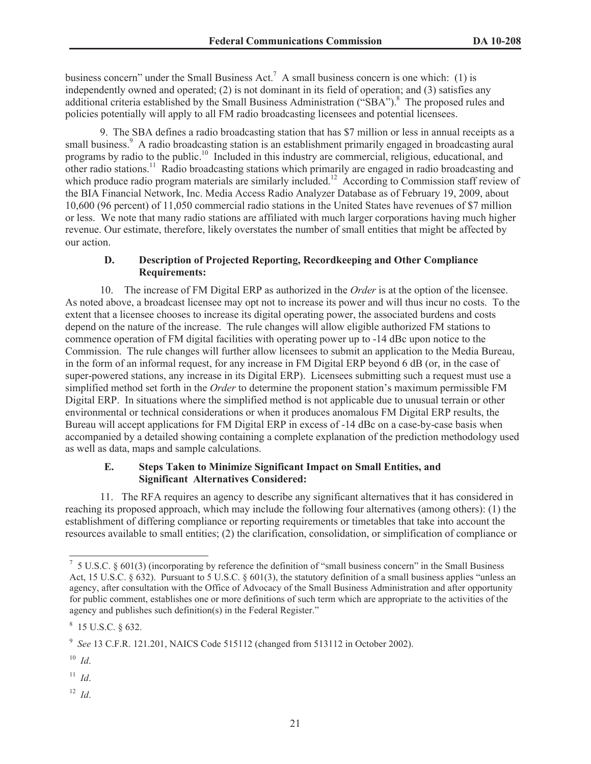business concern" under the Small Business Act.[7] A small business concern is one which: (1) is independently owned and operated; (2) is not dominant in its field of operation; and (3) satisfies any additional criteria established by the Small Business Administration ("SBA").[8] The proposed rules and policies potentially will apply to all FM radio broadcasting licensees and potential licensees.

9. The SBA defines a radio broadcasting station that has $7 million or less in annual receipts as a small business.[9] A radio broadcasting station is an establishment primarily engaged in broadcasting aural programs by radio to the public.[10] Included in this industry are commercial, religious, educational, and other radio stations.[11] Radio broadcasting stations which primarily are engaged in radio broadcasting and which produce radio program materials are similarly included.[12] According to Commission staff review of the BIA Financial Network, Inc. Media Access Radio Analyzer Database as of February 19, 2009, about 10,600 (96 percent) of 11,050 commercial radio stations in the United States have revenues of $7 million or less. We note that many radio stations are affiliated with much larger corporations having much higher revenue. Our estimate, therefore, likely overstates the number of small entities that might be affected by our action.

### D. Description of Projected Reporting, Recordkeeping and Other Compliance Requirements:

10. The increase of FM Digital ERP as authorized in the *Order* is at the option of the licensee. As noted above, a broadcast licensee may opt not to increase its power and will thus incur no costs. To the extent that a licensee chooses to increase its digital operating power, the associated burdens and costs depend on the nature of the increase. The rule changes will allow eligible authorized FM stations to commence operation of FM digital facilities with operating power up to -14 dBc upon notice to the Commission. The rule changes will further allow licensees to submit an application to the Media Bureau, in the form of an informal request, for any increase in FM Digital ERP beyond 6 dB (or, in the case of super-powered stations, any increase in its Digital ERP). Licensees submitting such a request must use a simplified method set forth in the *Order* to determine the proponent station's maximum permissible FM Digital ERP. In situations where the simplified method is not applicable due to unusual terrain or other environmental or technical considerations or when it produces anomalous FM Digital ERP results, the Bureau will accept applications for FM Digital ERP in excess of -14 dBc on a case-by-case basis when accompanied by a detailed showing containing a complete explanation of the prediction methodology used as well as data, maps and sample calculations.

### E. Steps Taken to Minimize Significant Impact on Small Entities, and Significant Alternatives Considered:

11. The RFA requires an agency to describe any significant alternatives that it has considered in reaching its proposed approach, which may include the following four alternatives (among others): (1) the establishment of differing compliance or reporting requirements or timetables that take into account the resources available to small entities; (2) the clarification, consolidation, or simplification of compliance or

---

[7] 5 U.S.C. § 601(3) (incorporating by reference the definition of "small business concern" in the Small Business Act, 15 U.S.C. § 632). Pursuant to 5 U.S.C. § 601(3), the statutory definition of a small business applies "unless an agency, after consultation with the Office of Advocacy of the Small Business Administration and after opportunity for public comment, establishes one or more definitions of such term which are appropriate to the activities of the agency and publishes such definition(s) in the Federal Register."

[8] 15 U.S.C. § 632.

[9] *See* 13 C.F.R. 121.201, NAICS Code 515112 (changed from 513112 in October 2002).

[10] *Id*.

[11] *Id*.

[12] *Id*.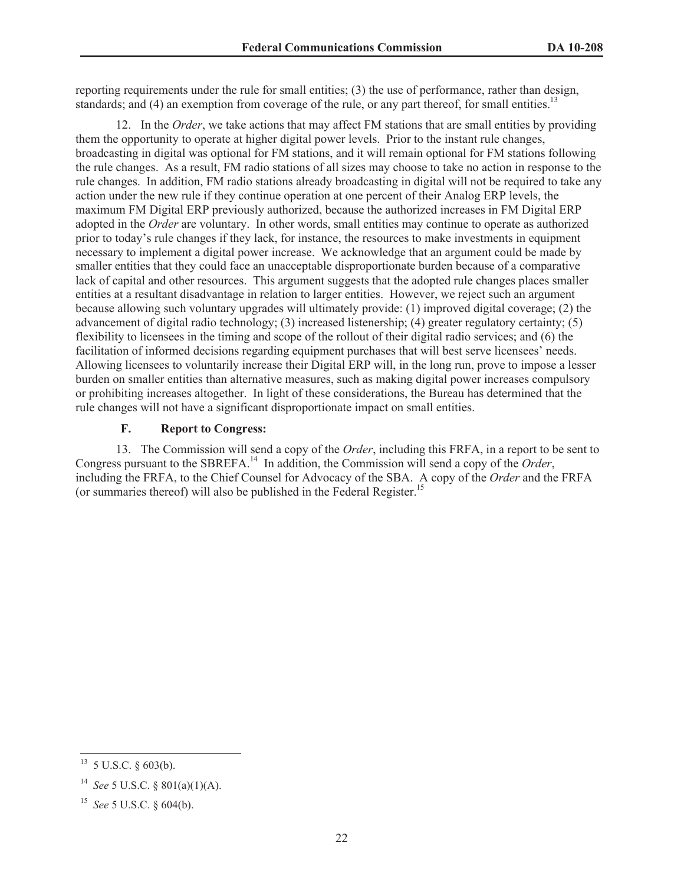reporting requirements under the rule for small entities; (3) the use of performance, rather than design, standards; and (4) an exemption from coverage of the rule, or any part thereof, for small entities.[13]

12. In the *Order*, we take actions that may affect FM stations that are small entities by providing them the opportunity to operate at higher digital power levels. Prior to the instant rule changes, broadcasting in digital was optional for FM stations, and it will remain optional for FM stations following the rule changes. As a result, FM radio stations of all sizes may choose to take no action in response to the rule changes. In addition, FM radio stations already broadcasting in digital will not be required to take any action under the new rule if they continue operation at one percent of their Analog ERP levels, the maximum FM Digital ERP previously authorized, because the authorized increases in FM Digital ERP adopted in the *Order* are voluntary. In other words, small entities may continue to operate as authorized prior to today's rule changes if they lack, for instance, the resources to make investments in equipment necessary to implement a digital power increase. We acknowledge that an argument could be made by smaller entities that they could face an unacceptable disproportionate burden because of a comparative lack of capital and other resources. This argument suggests that the adopted rule changes places smaller entities at a resultant disadvantage in relation to larger entities. However, we reject such an argument because allowing such voluntary upgrades will ultimately provide: (1) improved digital coverage; (2) the advancement of digital radio technology; (3) increased listenership; (4) greater regulatory certainty; (5) flexibility to licensees in the timing and scope of the rollout of their digital radio services; and (6) the facilitation of informed decisions regarding equipment purchases that will best serve licensees' needs. Allowing licensees to voluntarily increase their Digital ERP will, in the long run, prove to impose a lesser burden on smaller entities than alternative measures, such as making digital power increases compulsory or prohibiting increases altogether. In light of these considerations, the Bureau has determined that the rule changes will not have a significant disproportionate impact on small entities.

### F. Report to Congress:

13. The Commission will send a copy of the *Order*, including this FRFA, in a report to be sent to Congress pursuant to the SBREFA.[14] In addition, the Commission will send a copy of the *Order*, including the FRFA, to the Chief Counsel for Advocacy of the SBA. A copy of the *Order* and the FRFA (or summaries thereof) will also be published in the Federal Register.[15]

---

[13] 5 U.S.C. § 603(b).

[14] *See* 5 U.S.C. § 801(a)(1)(A).

[15] *See* 5 U.S.C. § 604(b).